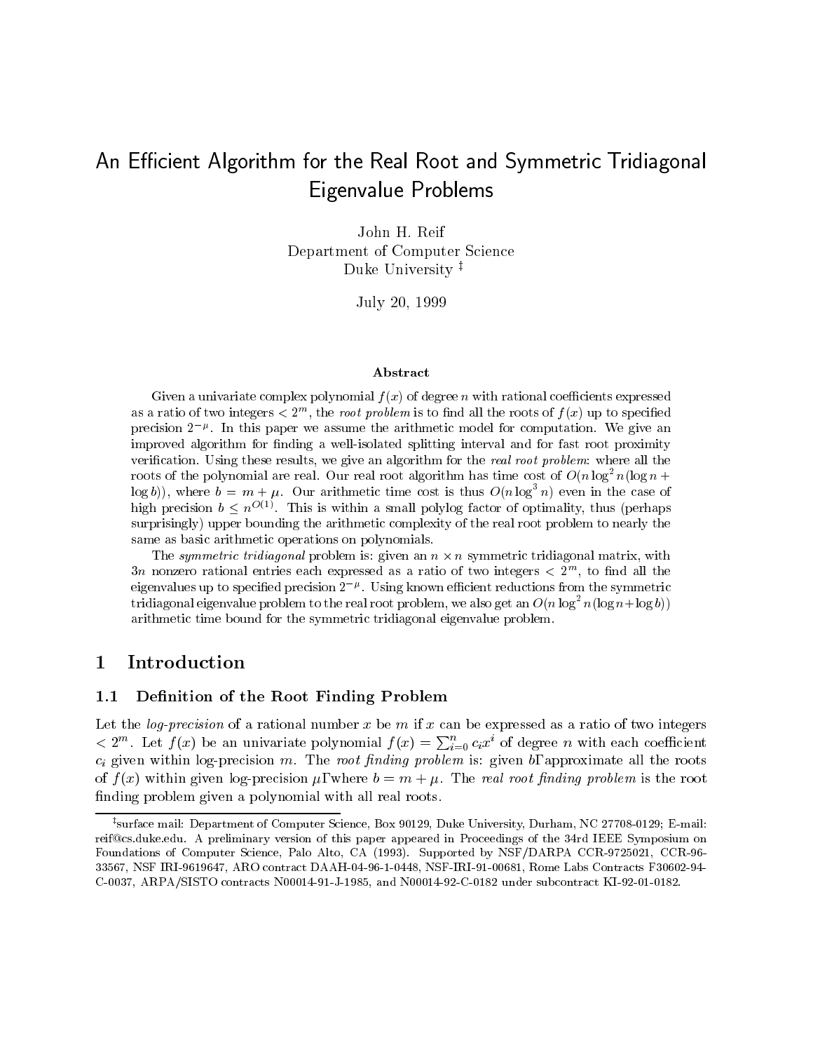# An Efficient Algorithm for the Real Root and Symmetric Tridiagonal Eigenvalue Problems

John H. Reif
Department of Computer Science
Duke University [‡]

July 20, 1999

### Abstract

Given a univariate complex polynomial $f(x)$ of degree $n$ with rational coefficients expressed as a ratio of two integers $< 2^m$, the *root problem* is to find all the roots of $f(x)$ up to specified precision $2^{-\mu}$. In this paper we assume the arithmetic model for computation. We give an improved algorithm for finding a well-isolated splitting interval and for fast root proximity verification. Using these results, we give an algorithm for the *real root problem*: where all the roots of the polynomial are real. Our real root algorithm has time cost of $O(n \log^2 n(\log n + \log b))$, where $b = m + \mu$. Our arithmetic time cost is thus $O(n \log^3 n)$ even in the case of high precision $b \leq n^{O(1)}$. This is within a small polylog factor of optimality, thus (perhaps surprisingly) upper bounding the arithmetic complexity of the real root problem to nearly the same as basic arithmetic operations on polynomials.

The *symmetric tridiagonal* problem is: given an $n \times n$ symmetric tridiagonal matrix, with $3n$ nonzero rational entries each expressed as a ratio of two integers $< 2^m$, to find all the eigenvalues up to specified precision $2^{-\mu}$. Using known efficient reductions from the symmetric tridiagonal eigenvalue problem to the real root problem, we also get an $O(n \log^2 n(\log n + \log b))$ arithmetic time bound for the symmetric tridiagonal eigenvalue problem.

## 1 Introduction

### 1.1 Definition of the Root Finding Problem

Let the *log-precision* of a rational number $x$ be $m$ if $x$ can be expressed as a ratio of two integers $< 2^m$. Let $f(x)$ be an univariate polynomial $f(x) = \sum_{i=0}^{n} c_i x^i$ of degree $n$ with each coefficient $c_i$ given within log-precision $m$. The *root finding problem* is: given $b$, approximate all the roots of $f(x)$ within given log-precision $\mu$, where $b = m + \mu$. The *real root finding problem* is the root finding problem given a polynomial with all real roots.

---

[‡] surface mail: Department of Computer Science, Box 90129, Duke University, Durham, NC 27708-0129; E-mail: reif@cs.duke.edu. A preliminary version of this paper appeared in Proceedings of the 34rd IEEE Symposium on Foundations of Computer Science, Palo Alto, CA (1993). Supported by NSF/DARPA CCR-9725021, CCR-96-33567, NSF IRI-9619647, ARO contract DAAH-04-96-1-0448, NSF-IRI-91-00681, Rome Labs Contracts F30602-94-C-0037, ARPA/SISTO contracts N00014-91-J-1985, and N00014-92-C-0182 under subcontract KI-92-01-0182.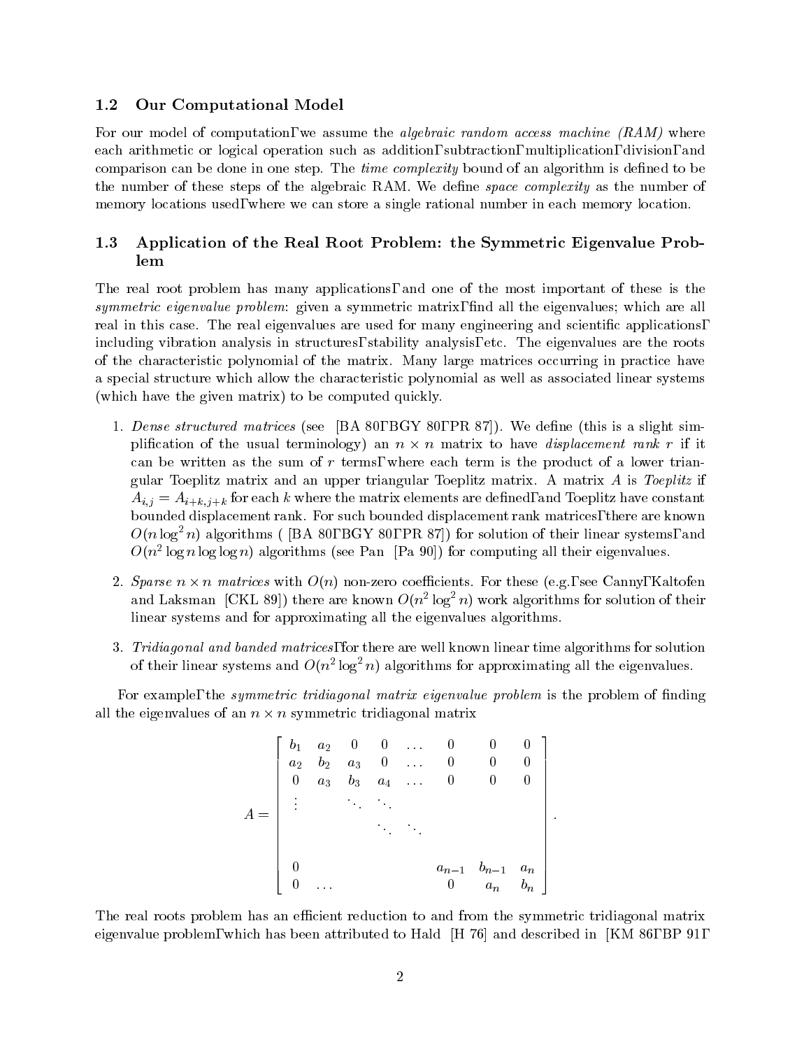## 1.2 Our Computational Model

For our model of computation, we assume the *algebraic random access machine (RAM)* where each arithmetic or logical operation such as addition, subtraction, multiplication, division, and comparison can be done in one step. The *time complexity* bound of an algorithm is defined to be the number of these steps of the algebraic RAM. We define *space complexity* as the number of memory locations used, where we can store a single rational number in each memory location.

## 1.3 Application of the Real Root Problem: the Symmetric Eigenvalue Problem

The real root problem has many applications, and one of the most important of these is the *symmetric eigenvalue problem*: given a symmetric matrix, find all the eigenvalues; which are all real in this case. The real eigenvalues are used for many engineering and scientific applications, including vibration analysis in structures, stability analysis, etc. The eigenvalues are the roots of the characteristic polynomial of the matrix. Many large matrices occurring in practice have a special structure which allow the characteristic polynomial as well as associated linear systems (which have the given matrix) to be computed quickly.

1. *Dense structured matrices* (see [BA 80, BGY 80, PR 87]). We define (this is a slight simplification of the usual terminology) an $n \times n$ matrix to have *displacement rank* $r$ if it can be written as the sum of $r$ terms, where each term is the product of a lower triangular Toeplitz matrix and an upper triangular Toeplitz matrix. A matrix $A$ is *Toeplitz* if $A_{i,j} = A_{i+k,j+k}$ for each $k$ where the matrix elements are defined, and Toeplitz have constant bounded displacement rank. For such bounded displacement rank matrices, there are known $O(n \log^2 n)$ algorithms ( [BA 80, BGY 80, PR 87]) for solution of their linear systems, and $O(n^2 \log n \log \log n)$ algorithms (see Pan [Pa 90]) for computing all their eigenvalues.

2. *Sparse $n \times n$ matrices* with $O(n)$ non-zero coefficients. For these (e.g., see Canny, Kaltofen and Laksman [CKL 89]) there are known $O(n^2 \log^2 n)$ work algorithms for solution of their linear systems and for approximating all the eigenvalues algorithms.

3. *Tridiagonal and banded matrices*, for there are well known linear time algorithms for solution of their linear systems and $O(n^2 \log^2 n)$ algorithms for approximating all the eigenvalues.

For example, the *symmetric tridiagonal matrix eigenvalue problem* is the problem of finding all the eigenvalues of an $n \times n$ symmetric tridiagonal matrix

$$
A = \begin{bmatrix}
b_1 & a_2 & 0 & 0 & \dots & 0 & 0 & 0 \\
a_2 & b_2 & a_3 & 0 & \dots & 0 & 0 & 0 \\
0 & a_3 & b_3 & a_4 & \dots & 0 & 0 & 0 \\
\vdots & & \ddots & \ddots & & & & \\
 & & & \ddots & \ddots & & & \\
 & & & & & & & \\
0 & & & & & a_{n-1} & b_{n-1} & a_n \\
0 & \dots & & & & 0 & a_n & b_n
\end{bmatrix}.
$$

The real roots problem has an efficient reduction to and from the symmetric tridiagonal matrix eigenvalue problem, which has been attributed to Hald [H 76] and described in [KM 86, BP 91,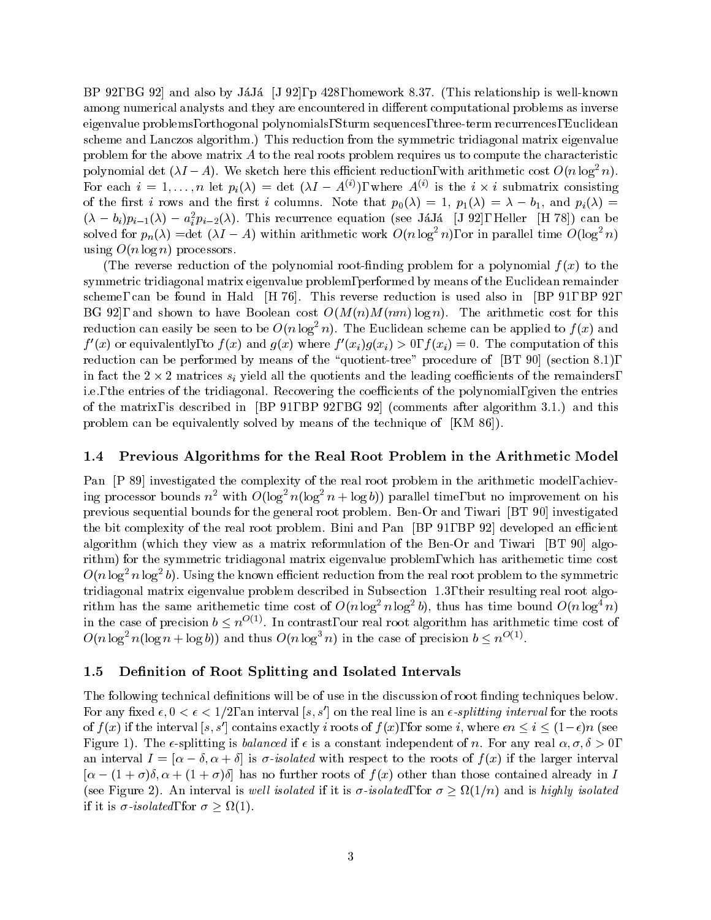BP 92, BG 92] and also by JáJá [J 92], p 428, homework 8.37. (This relationship is well-known among numerical analysts and they are encountered in different computational problems as inverse eigenvalue problems, orthogonal polynomials, Sturm sequences, three-term recurrences, Euclidean scheme and Lanczos algorithm.) This reduction from the symmetric tridiagonal matrix eigenvalue problem for the above matrix $A$ to the real roots problem requires us to compute the characteristic polynomial det $(\lambda I - A)$. We sketch here this efficient reduction, with arithmetic cost $O(n \log^2 n)$. For each $i = 1, \ldots, n$ let $p_i(\lambda) = \det(\lambda I - A^{(i)})$, where $A^{(i)}$ is the $i \times i$ submatrix consisting of the first $i$ rows and the first $i$ columns. Note that $p_0(\lambda) = 1$, $p_1(\lambda) = \lambda - b_1$, and $p_i(\lambda) = (\lambda - b_i)p_{i-1}(\lambda) - a_i^2 p_{i-2}(\lambda)$. This recurrence equation (see JáJá [J 92], Heller [H 78]) can be solved for $p_n(\lambda)$ =det $(\lambda I - A)$ within arithmetic work $O(n \log^2 n)$, or in parallel time $O(\log^2 n)$ using $O(n \log n)$ processors.

(The reverse reduction of the polynomial root-finding problem for a polynomial $f(x)$ to the symmetric tridiagonal matrix eigenvalue problem, performed by means of the Euclidean remainder scheme, can be found in Hald [H 76]. This reverse reduction is used also in [BP 91, BP 92, BG 92], and shown to have Boolean cost $O(M(n)M(nm)\log n)$. The arithmetic cost for this reduction can easily be seen to be $O(n \log^2 n)$. The Euclidean scheme can be applied to $f(x)$ and $f'(x)$ or equivalently, to $f(x)$ and $g(x)$ where $f'(x_i)g(x_i) > 0$, $f(x_i) = 0$. The computation of this reduction can be performed by means of the "quotient-tree" procedure of [BT 90] (section 8.1), in fact the $2 \times 2$ matrices $s_i$ yield all the quotients and the leading coefficients of the remainders, i.e., the entries of the tridiagonal. Recovering the coefficients of the polynomial, given the entries of the matrix, is described in [BP 91, BP 92, BG 92] (comments after algorithm 3.1.) and this problem can be equivalently solved by means of the technique of [KM 86]).

### 1.4 Previous Algorithms for the Real Root Problem in the Arithmetic Model

Pan [P 89] investigated the complexity of the real root problem in the arithmetic model, achieving processor bounds $n^2$ with $O(\log^2 n(\log^2 n + \log b))$ parallel time, but no improvement on his previous sequential bounds for the general root problem. Ben-Or and Tiwari [BT 90] investigated the bit complexity of the real root problem. Bini and Pan [BP 91, BP 92] developed an efficient algorithm (which they view as a matrix reformulation of the Ben-Or and Tiwari [BT 90] algorithm) for the symmetric tridiagonal matrix eigenvalue problem, which has arithemetic time cost $O(n \log^2 n \log^2 b)$. Using the known efficient reduction from the real root problem to the symmetric tridiagonal matrix eigenvalue problem described in Subsection 1.3, their resulting real root algorithm has the same arithemetic time cost of $O(n \log^2 n \log^2 b)$, thus has time bound $O(n \log^4 n)$ in the case of precision $b \leq n^{O(1)}$. In contrast, our real root algorithm has arithmetic time cost of $O(n \log^2 n(\log n + \log b))$ and thus $O(n \log^3 n)$ in the case of precision $b \leq n^{O(1)}$.

### 1.5 Definition of Root Splitting and Isolated Intervals

The following technical definitions will be of use in the discussion of root finding techniques below. For any fixed $\epsilon, 0 < \epsilon < 1/2$, an interval $[s, s']$ on the real line is an *$\epsilon$-splitting interval* for the roots of $f(x)$ if the interval $[s, s']$ contains exactly $i$ roots of $f(x)$, for some $i$, where $\epsilon n \leq i \leq (1-\epsilon)n$ (see Figure 1). The $\epsilon$-splitting is *balanced* if $\epsilon$ is a constant independent of $n$. For any real $\alpha, \sigma, \delta > 0$, an interval $I = [\alpha - \delta, \alpha + \delta]$ is *$\sigma$-isolated* with respect to the roots of $f(x)$ if the larger interval $[\alpha - (1+\sigma)\delta, \alpha + (1+\sigma)\delta]$ has no further roots of $f(x)$ other than those contained already in $I$ (see Figure 2). An interval is *well isolated* if it is *$\sigma$-isolated*, for $\sigma \geq \Omega(1/n)$ and is *highly isolated* if it is *$\sigma$-isolated*, for $\sigma \geq \Omega(1)$.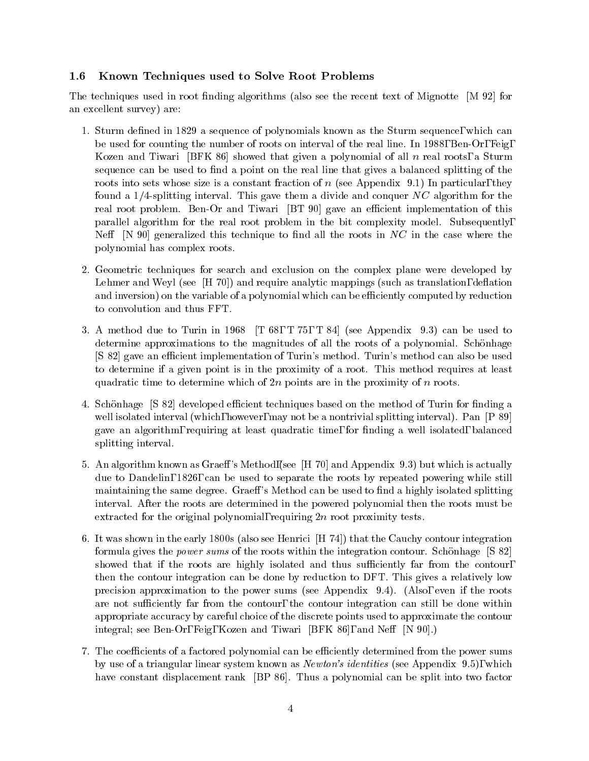### 1.6 Known Techniques used to Solve Root Problems

The techniques used in root finding algorithms (also see the recent text of Mignotte [M 92] for an excellent survey) are:

1. Sturm defined in 1829 a sequence of polynomials known as the Sturm sequence, which can be used for counting the number of roots on interval of the real line. In 1988, Ben-Or, Feig, Kozen and Tiwari [BFK 86] showed that given a polynomial of all $n$ real roots, a Sturm sequence can be used to find a point on the real line that gives a balanced splitting of the roots into sets whose size is a constant fraction of $n$ (see Appendix 9.1) In particular, they found a 1/4-splitting interval. This gave them a divide and conquer $NC$ algorithm for the real root problem. Ben-Or and Tiwari [BT 90] gave an efficient implementation of this parallel algorithm for the real root problem in the bit complexity model. Subsequently, Neff [N 90] generalized this technique to find all the roots in $NC$ in the case where the polynomial has complex roots.

2. Geometric techniques for search and exclusion on the complex plane were developed by Lehmer and Weyl (see [H 70]) and require analytic mappings (such as translation, deflation and inversion) on the variable of a polynomial which can be efficiently computed by reduction to convolution and thus FFT.

3. A method due to Turin in 1968 [T 68, T 75, T 84] (see Appendix 9.3) can be used to determine approximations to the magnitudes of all the roots of a polynomial. Schönhage [S 82] gave an efficient implementation of Turin's method. Turin's method can also be used to determine if a given point is in the proximity of a root. This method requires at least quadratic time to determine which of $2n$ points are in the proximity of $n$ roots.

4. Schönhage [S 82] developed efficient techniques based on the method of Turin for finding a well isolated interval (which, however, may not be a nontrivial splitting interval). Pan [P 89] gave an algorithm, requiring at least quadratic time, for finding a well isolated, balanced splitting interval.

5. An algorithm known as Graeff's Method, (see [H 70] and Appendix 9.3) but which is actually due to Dandelin, 1826, can be used to separate the roots by repeated powering while still maintaining the same degree. Graeff's Method can be used to find a highly isolated splitting interval. After the roots are determined in the powered polynomial then the roots must be extracted for the original polynomial, requiring $2n$ root proximity tests.

6. It was shown in the early 1800s (also see Henrici [H 74]) that the Cauchy contour integration formula gives the *power sums* of the roots within the integration contour. Schönhage [S 82] showed that if the roots are highly isolated and thus sufficiently far from the contour, then the contour integration can be done by reduction to DFT. This gives a relatively low precision approximation to the power sums (see Appendix 9.4). (Also, even if the roots are not sufficiently far from the contour, the contour integration can still be done within appropriate accuracy by careful choice of the discrete points used to approximate the contour integral; see Ben-Or, Feig, Kozen and Tiwari [BFK 86], and Neff [N 90].)

7. The coefficients of a factored polynomial can be efficiently determined from the power sums by use of a triangular linear system known as *Newton's identities* (see Appendix 9.5), which have constant displacement rank [BP 86]. Thus a polynomial can be split into two factor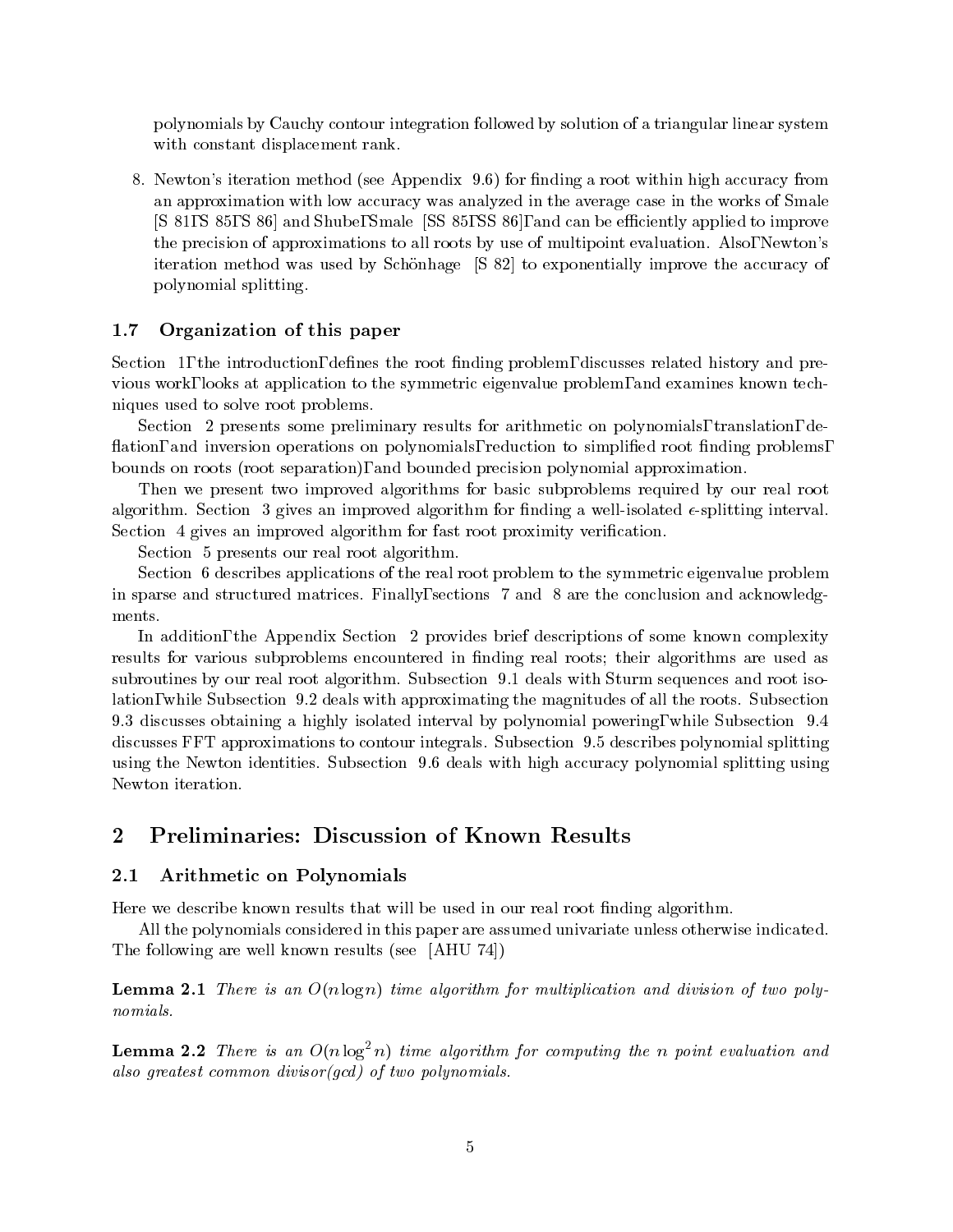polynomials by Cauchy contour integration followed by solution of a triangular linear system with constant displacement rank.

8. Newton's iteration method (see Appendix 9.6) for finding a root within high accuracy from an approximation with low accuracy was analyzed in the average case in the works of Smale [S 81, S 85, S 86] and Shub, Smale [SS 85, SS 86], and can be efficiently applied to improve the precision of approximations to all roots by use of multipoint evaluation. Also, Newton's iteration method was used by Schönhage [S 82] to exponentially improve the accuracy of polynomial splitting.

### 1.7 Organization of this paper

Section 1, the introduction, defines the root finding problem, discusses related history and previous work, looks at application to the symmetric eigenvalue problem, and examines known techniques used to solve root problems.

Section 2 presents some preliminary results for arithmetic on polynomials, translation, deflation, and inversion operations on polynomials, reduction to simplified root finding problems, bounds on roots (root separation), and bounded precision polynomial approximation.

Then we present two improved algorithms for basic subproblems required by our real root algorithm. Section 3 gives an improved algorithm for finding a well-isolated $\epsilon$-splitting interval. Section 4 gives an improved algorithm for fast root proximity verification.

Section 5 presents our real root algorithm.

Section 6 describes applications of the real root problem to the symmetric eigenvalue problem in sparse and structured matrices. Finally, sections 7 and 8 are the conclusion and acknowledgments.

In addition, the Appendix Section 2 provides brief descriptions of some known complexity results for various subproblems encountered in finding real roots; their algorithms are used as subroutines by our real root algorithm. Subsection 9.1 deals with Sturm sequences and root isolation, while Subsection 9.2 deals with approximating the magnitudes of all the roots. Subsection 9.3 discusses obtaining a highly isolated interval by polynomial powering, while Subsection 9.4 discusses FFT approximations to contour integrals. Subsection 9.5 describes polynomial splitting using the Newton identities. Subsection 9.6 deals with high accuracy polynomial splitting using Newton iteration.

## 2 Preliminaries: Discussion of Known Results

### 2.1 Arithmetic on Polynomials

Here we describe known results that will be used in our real root finding algorithm.

All the polynomials considered in this paper are assumed univariate unless otherwise indicated. The following are well known results (see [AHU 74])

**Lemma 2.1** *There is an $O(n \log n)$ time algorithm for multiplication and division of two polynomials.*

**Lemma 2.2** *There is an $O(n \log^2 n)$ time algorithm for computing the $n$ point evaluation and also greatest common divisor(gcd) of two polynomials.*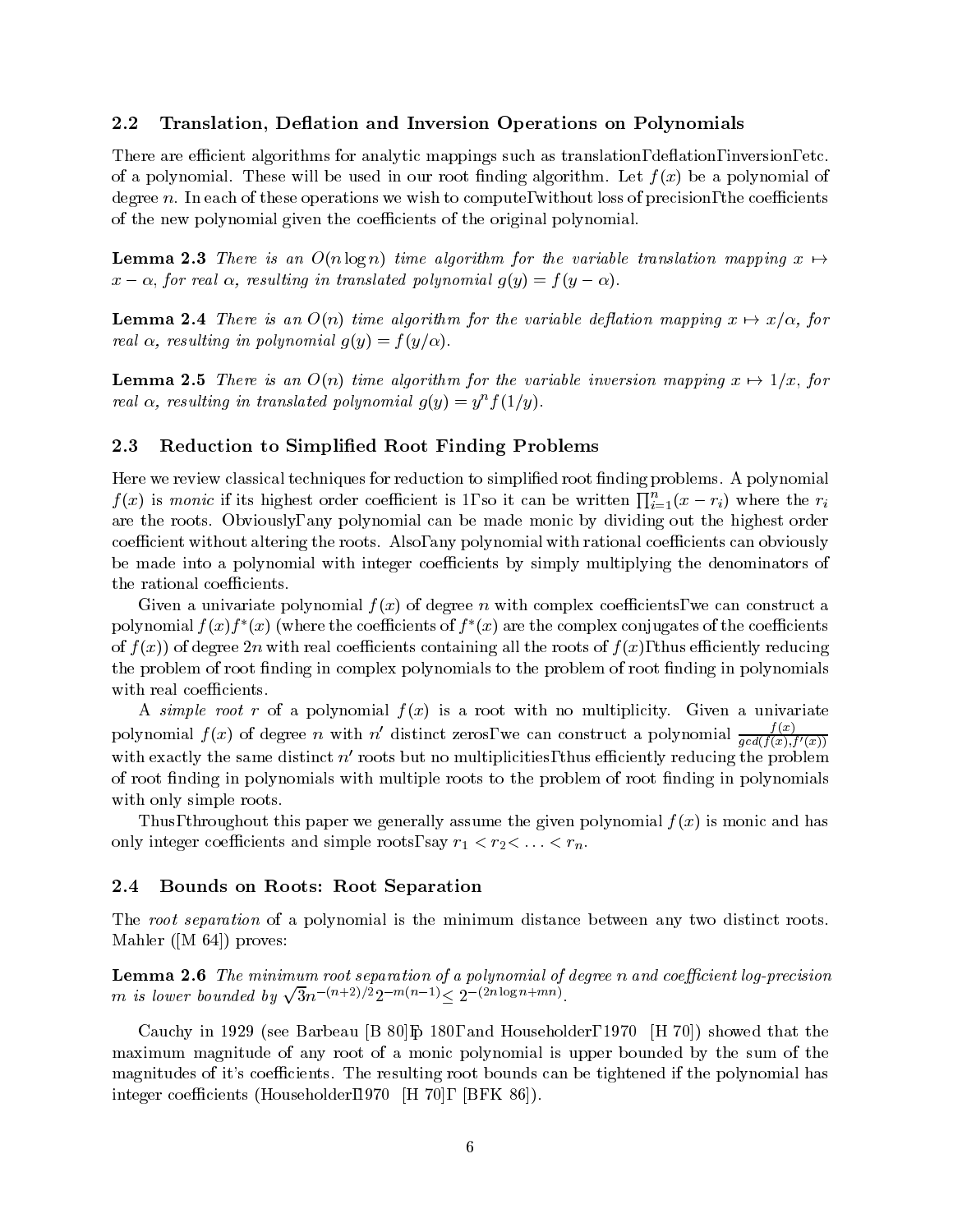## 2.2 Translation, Deflation and Inversion Operations on Polynomials

There are efficient algorithms for analytic mappings such as translation, deflation, inversion, etc. of a polynomial. These will be used in our root finding algorithm. Let $f(x)$ be a polynomial of degree $n$. In each of these operations we wish to compute, without loss of precision, the coefficients of the new polynomial given the coefficients of the original polynomial.

**Lemma 2.3** *There is an $O(n \log n)$ time algorithm for the variable translation mapping $x \mapsto x - \alpha$, for real $\alpha$, resulting in translated polynomial $g(y) = f(y - \alpha)$.*

**Lemma 2.4** *There is an $O(n)$ time algorithm for the variable deflation mapping $x \mapsto x/\alpha$, for real $\alpha$, resulting in polynomial $g(y) = f(y/\alpha)$.*

**Lemma 2.5** *There is an $O(n)$ time algorithm for the variable inversion mapping $x \mapsto 1/x$, for real $\alpha$, resulting in translated polynomial $g(y) = y^n f(1/y)$.*

## 2.3 Reduction to Simplified Root Finding Problems

Here we review classical techniques for reduction to simplified root finding problems. A polynomial $f(x)$ is *monic* if its highest order coefficient is 1, so it can be written $\prod_{i=1}^{n}(x - r_i)$ where the $r_i$ are the roots. Obviously, any polynomial can be made monic by dividing out the highest order coefficient without altering the roots. Also, any polynomial with rational coefficients can obviously be made into a polynomial with integer coefficients by simply multiplying the denominators of the rational coefficients.

Given a univariate polynomial $f(x)$ of degree $n$ with complex coefficients, we can construct a polynomial $f(x)f^*(x)$ (where the coefficients of $f^*(x)$ are the complex conjugates of the coefficients of $f(x)$) of degree $2n$ with real coefficients containing all the roots of $f(x)$, thus efficiently reducing the problem of root finding in complex polynomials to the problem of root finding in polynomials with real coefficients.

A *simple root* $r$ of a polynomial $f(x)$ is a root with no multiplicity. Given a univariate polynomial $f(x)$ of degree $n$ with $n'$ distinct zeros, we can construct a polynomial $\frac{f(x)}{gcd(f(x), f'(x))}$ with exactly the same distinct $n'$ roots but no multiplicities, thus efficiently reducing the problem of root finding in polynomials with multiple roots to the problem of root finding in polynomials with only simple roots.

Thus, throughout this paper we generally assume the given polynomial $f(x)$ is monic and has only integer coefficients and simple roots, say $r_1 < r_2 < \ldots < r_n$.

## 2.4 Bounds on Roots: Root Separation

The *root separation* of a polynomial is the minimum distance between any two distinct roots. Mahler ([M 64]) proves:

**Lemma 2.6** *The minimum root separation of a polynomial of degree $n$ and coefficient log-precision $m$ is lower bounded by $\sqrt{3}n^{-(n+2)/2}2^{-m(n-1)} \leq 2^{-(2n \log n + mn)}$.*

Cauchy in 1929 (see Barbeau [B 80], p 180, and Householder, 1970 [H 70]) showed that the maximum magnitude of any root of a monic polynomial is upper bounded by the sum of the magnitudes of it's coefficients. The resulting root bounds can be tightened if the polynomial has integer coefficients (Householder, 1970 [H 70], [BFK 86]).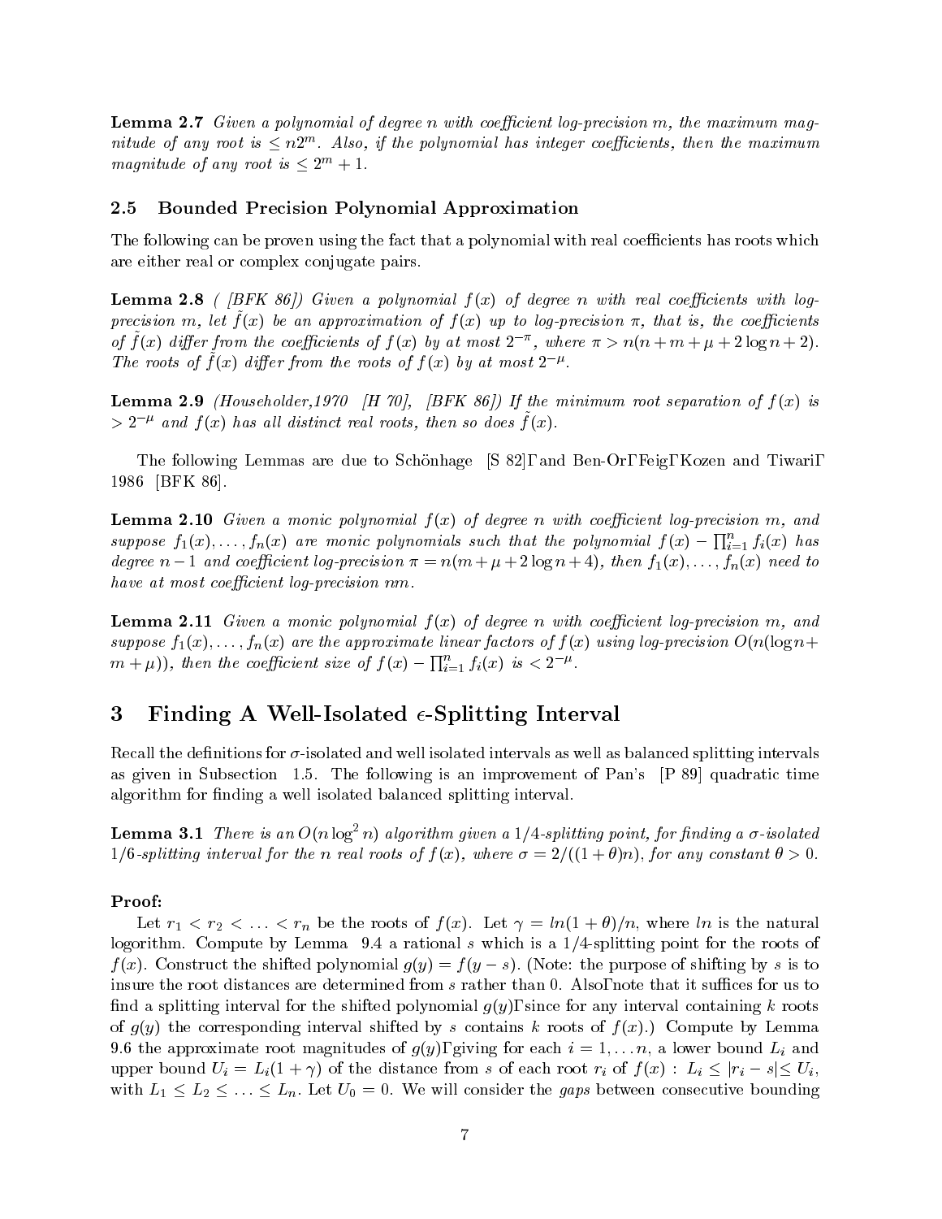**Lemma 2.7** *Given a polynomial of degree $n$ with coefficient log-precision $m$, the maximum magnitude of any root is $\leq n2^m$. Also, if the polynomial has integer coefficients, then the maximum magnitude of any root is $\leq 2^m + 1$.*

### 2.5 Bounded Precision Polynomial Approximation

The following can be proven using the fact that a polynomial with real coefficients has roots which are either real or complex conjugate pairs.

**Lemma 2.8** *( [BFK 86]) Given a polynomial $f(x)$ of degree $n$ with real coefficients with log-precision $m$, let $\tilde{f}(x)$ be an approximation of $f(x)$ up to log-precision $\pi$, that is, the coefficients of $\tilde{f}(x)$ differ from the coefficients of $f(x)$ by at most $2^{-\pi}$, where $\pi > n(n + m + \mu + 2\log n + 2)$. The roots of $\tilde{f}(x)$ differ from the roots of $f(x)$ by at most $2^{-\mu}$.*

**Lemma 2.9** *(Householder,1970 [H 70], [BFK 86]) If the minimum root separation of $f(x)$ is $> 2^{-\mu}$ and $f(x)$ has all distinct real roots, then so does $\tilde{f}(x)$.*

The following Lemmas are due to Schönhage [S 82], and Ben-Or, Feig, Kozen and Tiwari, 1986 [BFK 86].

**Lemma 2.10** *Given a monic polynomial $f(x)$ of degree $n$ with coefficient log-precision $m$, and suppose $f_1(x), \ldots, f_n(x)$ are monic polynomials such that the polynomial $f(x) - \prod_{i=1}^{n} f_i(x)$ has degree $n-1$ and coefficient log-precision $\pi = n(m + \mu + 2\log n + 4)$, then $f_1(x), \ldots, f_n(x)$ need to have at most coefficient log-precision $nm$.*

**Lemma 2.11** *Given a monic polynomial $f(x)$ of degree $n$ with coefficient log-precision $m$, and suppose $f_1(x), \ldots, f_n(x)$ are the approximate linear factors of $f(x)$ using log-precision $O(n(\log n + m + \mu))$, then the coefficient size of $f(x) - \prod_{i=1}^{n} f_i(x)$ is $< 2^{-\mu}$.*

## 3 Finding A Well-Isolated $\epsilon$-Splitting Interval

Recall the definitions for $\sigma$-isolated and well isolated intervals as well as balanced splitting intervals as given in Subsection 1.5. The following is an improvement of Pan's [P 89] quadratic time algorithm for finding a well isolated balanced splitting interval.

**Lemma 3.1** *There is an $O(n \log^2 n)$ algorithm given a $1/4$-splitting point, for finding a $\sigma$-isolated $1/6$-splitting interval for the $n$ real roots of $f(x)$, where $\sigma = 2/((1 + \theta)n)$, for any constant $\theta > 0$.*

**Proof:**

Let $r_1 < r_2 < \ldots < r_n$ be the roots of $f(x)$. Let $\gamma = ln(1 + \theta)/n$, where $ln$ is the natural logorithm. Compute by Lemma 9.4 a rational $s$ which is a $1/4$-splitting point for the roots of $f(x)$. Construct the shifted polynomial $g(y) = f(y - s)$. (Note: the purpose of shifting by $s$ is to insure the root distances are determined from $s$ rather than 0. Also, note that it suffices for us to find a splitting interval for the shifted polynomial $g(y)$, since for any interval containing $k$ roots of $g(y)$ the corresponding interval shifted by $s$ contains $k$ roots of $f(x)$.) Compute by Lemma 9.6 the approximate root magnitudes of $g(y)$, giving for each $i = 1, \ldots n$, a lower bound $L_i$ and upper bound $U_i = L_i(1 + \gamma)$ of the distance from $s$ of each root $r_i$ of $f(x)$ : $L_i \leq |r_i - s| \leq U_i$, with $L_1 \leq L_2 \leq \ldots \leq L_n$. Let $U_0 = 0$. We will consider the *gaps* between consecutive bounding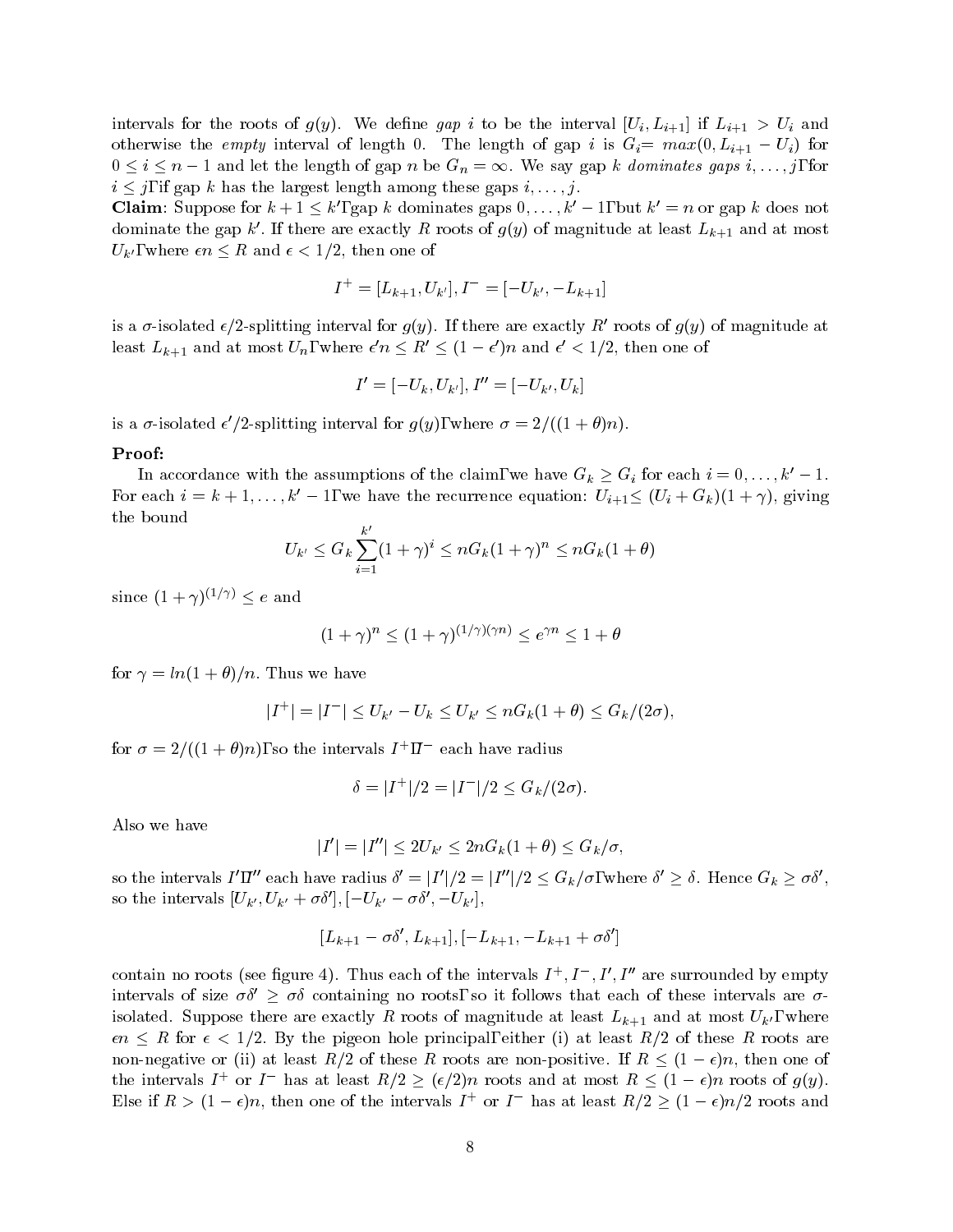intervals for the roots of $g(y)$. We define *gap* $i$ to be the interval $[U_i, L_{i+1}]$ if $L_{i+1} > U_i$ and otherwise the *empty* interval of length 0. The length of gap $i$ is $G_i = max(0, L_{i+1} - U_i)$ for $0 \le i \le n-1$ and let the length of gap $n$ be $G_n = \infty$. We say gap $k$ *dominates gaps* $i, \ldots, j$, for $i \le j$, if gap $k$ has the largest length among these gaps $i, \ldots, j$.

**Claim**: Suppose for $k+1 \le k'$, gap $k$ dominates gaps $0, \ldots, k'-1$, but $k' = n$ or gap $k$ does not dominate the gap $k'$. If there are exactly $R$ roots of $g(y)$ of magnitude at least $L_{k+1}$ and at most $U_{k'}$, where $\epsilon n \le R$ and $\epsilon < 1/2$, then one of

$$I^+ = [L_{k+1}, U_{k'}], I^- = [-U_{k'}, -L_{k+1}]$$

is a $\sigma$-isolated $\epsilon/2$-splitting interval for $g(y)$. If there are exactly $R'$ roots of $g(y)$ of magnitude at least $L_{k+1}$ and at most $U_n$, where $\epsilon' n \le R' \le (1-\epsilon')n$ and $\epsilon' < 1/2$, then one of

$$I' = [-U_k, U_{k'}], I'' = [-U_{k'}, U_k]$$

is a $\sigma$-isolated $\epsilon'/2$-splitting interval for $g(y)$, where $\sigma = 2/((1+\theta)n)$.

**Proof:**

In accordance with the assumptions of the claim, we have $G_k \ge G_i$ for each $i = 0, \ldots, k'-1$. For each $i = k+1, \ldots, k'-1$, we have the recurrence equation: $U_{i+1} \le (U_i + G_k)(1+\gamma)$, giving the bound

$$U_{k'} \le G_k \sum_{i=1}^{k'} (1+\gamma)^i \le nG_k(1+\gamma)^n \le nG_k(1+\theta)$$

since $(1+\gamma)^{(1/\gamma)} \le e$ and

$$(1+\gamma)^n \le (1+\gamma)^{(1/\gamma)(\gamma n)} \le e^{\gamma n} \le 1+\theta$$

for $\gamma = ln(1+\theta)/n$. Thus we have

$$|I^+| = |I^-| \le U_{k'} - U_k \le U_{k'} \le nG_k(1+\theta) \le G_k/(2\sigma),$$

for $\sigma = 2/((1+\theta)n)$, so the intervals $I^+$, $I^-$ each have radius

$$\delta = |I^+|/2 = |I^-|/2 \le G_k/(2\sigma).$$

Also we have

$$|I'| = |I''| \le 2U_{k'} \le 2nG_k(1+\theta) \le G_k/\sigma,$$

so the intervals $I'$, $I''$ each have radius $\delta' = |I'|/2 = |I''|/2 \le G_k/\sigma$, where $\delta' \ge \delta$. Hence $G_k \ge \sigma\delta'$, so the intervals $[U_{k'}, U_{k'} + \sigma\delta'], [-U_{k'} - \sigma\delta', -U_{k'}]$,

$$[L_{k+1} - \sigma\delta', L_{k+1}], [-L_{k+1}, -L_{k+1} + \sigma\delta']$$

contain no roots (see figure 4). Thus each of the intervals $I^+, I^-, I', I''$ are surrounded by empty intervals of size $\sigma\delta' \ge \sigma\delta$ containing no roots, so it follows that each of these intervals are $\sigma$-isolated. Suppose there are exactly $R$ roots of magnitude at least $L_{k+1}$ and at most $U_{k'}$, where $\epsilon n \le R$ for $\epsilon < 1/2$. By the pigeon hole principal, either (i) at least $R/2$ of these $R$ roots are non-negative or (ii) at least $R/2$ of these $R$ roots are non-positive. If $R \le (1-\epsilon)n$, then one of the intervals $I^+$ or $I^-$ has at least $R/2 \ge (\epsilon/2)n$ roots and at most $R \le (1-\epsilon)n$ roots of $g(y)$. Else if $R > (1-\epsilon)n$, then one of the intervals $I^+$ or $I^-$ has at least $R/2 \ge (1-\epsilon)n/2$ roots and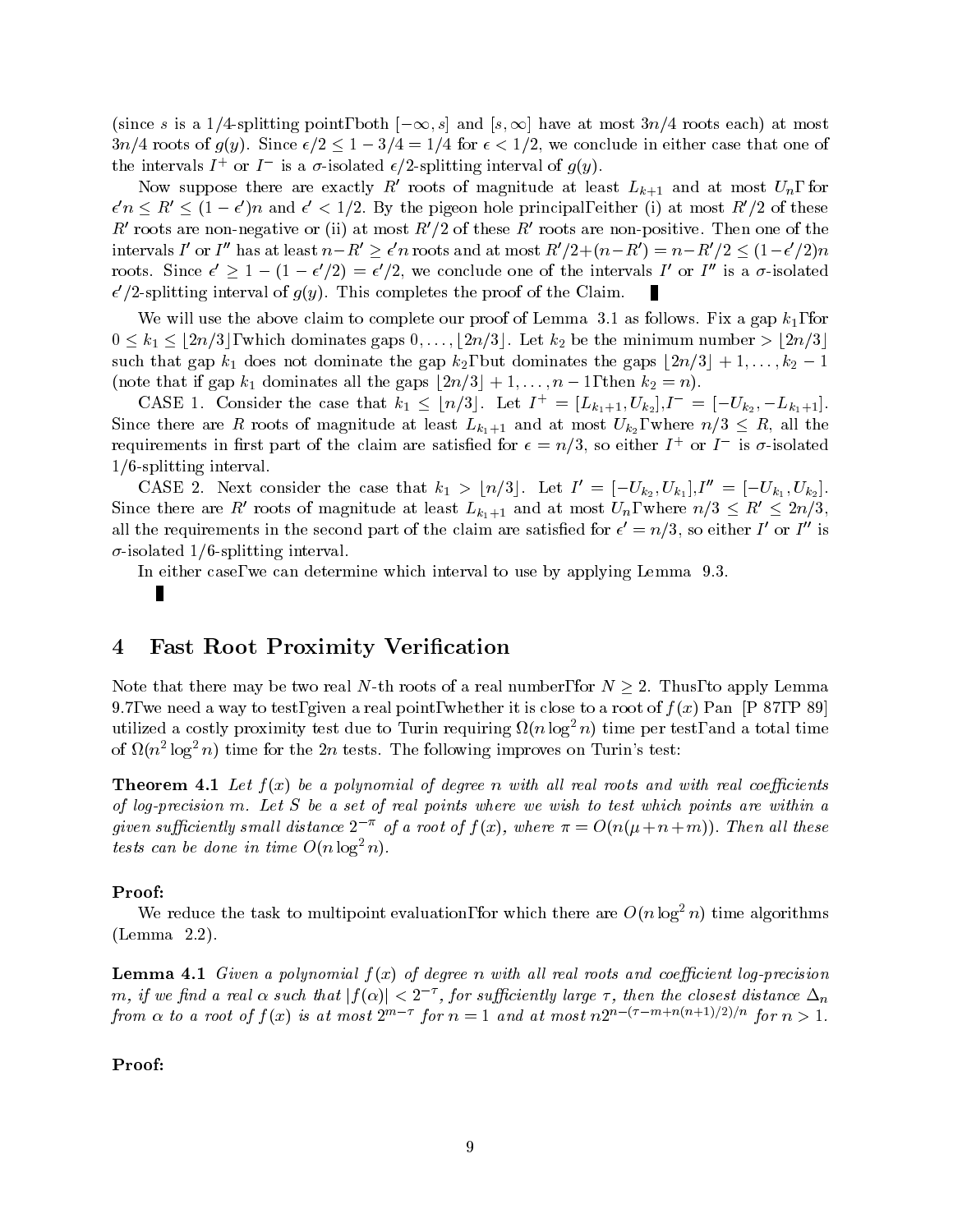(since $s$ is a 1/4-splitting point, both $[-\infty, s]$ and $[s, \infty]$ have at most $3n/4$ roots each) at most $3n/4$ roots of $g(y)$. Since $\epsilon/2 \leq 1 - 3/4 = 1/4$ for $\epsilon < 1/2$, we conclude in either case that one of the intervals $I^+$ or $I^-$ is a $\sigma$-isolated $\epsilon/2$-splitting interval of $g(y)$.

Now suppose there are exactly $R'$ roots of magnitude at least $L_{k+1}$ and at most $U_n$, for $\epsilon' n \leq R' \leq (1-\epsilon')n$ and $\epsilon' < 1/2$. By the pigeon hole principal, either (i) at most $R'/2$ of these $R'$ roots are non-negative or (ii) at most $R'/2$ of these $R'$ roots are non-positive. Then one of the intervals $I'$ or $I''$ has at least $n - R' \geq \epsilon' n$ roots and at most $R'/2 + (n-R') = n - R'/2 \leq (1-\epsilon'/2)n$ roots. Since $\epsilon' \geq 1 - (1-\epsilon'/2) = \epsilon'/2$, we conclude one of the intervals $I'$ or $I''$ is a $\sigma$-isolated $\epsilon'/2$-splitting interval of $g(y)$. This completes the proof of the Claim. ∎

We will use the above claim to complete our proof of Lemma 3.1 as follows. Fix a gap $k_1$, for $0 \leq k_1 \leq \lfloor 2n/3 \rfloor$, which dominates gaps $0, \ldots, \lfloor 2n/3 \rfloor$. Let $k_2$ be the minimum number $> \lfloor 2n/3 \rfloor$ such that gap $k_1$ does not dominate the gap $k_2$, but dominates the gaps $\lfloor 2n/3 \rfloor + 1, \ldots, k_2 - 1$ (note that if gap $k_1$ dominates all the gaps $\lfloor 2n/3 \rfloor + 1, \ldots, n-1$, then $k_2 = n$).

CASE 1. Consider the case that $k_1 \leq \lfloor n/3 \rfloor$. Let $I^+ = [L_{k_1+1}, U_{k_2}]$, $I^- = [-U_{k_2}, -L_{k_1+1}]$. Since there are $R$ roots of magnitude at least $L_{k_1+1}$ and at most $U_{k_2}$, where $n/3 \leq R$, all the requirements in first part of the claim are satisfied for $\epsilon = n/3$, so either $I^+$ or $I^-$ is $\sigma$-isolated 1/6-splitting interval.

CASE 2. Next consider the case that $k_1 > \lfloor n/3 \rfloor$. Let $I' = [-U_{k_2}, U_{k_1}]$, $I'' = [-U_{k_1}, U_{k_2}]$. Since there are $R'$ roots of magnitude at least $L_{k_1+1}$ and at most $U_n$, where $n/3 \leq R' \leq 2n/3$, all the requirements in the second part of the claim are satisfied for $\epsilon' = n/3$, so either $I'$ or $I''$ is $\sigma$-isolated 1/6-splitting interval.

In either case, we can determine which interval to use by applying Lemma 9.3.

∎

## 4 Fast Root Proximity Verification

Note that there may be two real $N$-th roots of a real number, for $N \geq 2$. Thus, to apply Lemma 9.7, we need a way to test, given a real point, whether it is close to a root of $f(x)$. Pan [P 87, P 89] utilized a costly proximity test due to Turin requiring $\Omega(n \log^2 n)$ time per test, and a total time of $\Omega(n^2 \log^2 n)$ time for the $2n$ tests. The following improves on Turin's test:

**Theorem 4.1** *Let $f(x)$ be a polynomial of degree $n$ with all real roots and with real coefficients of log-precision $m$. Let $S$ be a set of real points where we wish to test which points are within a given sufficiently small distance $2^{-\pi}$ of a root of $f(x)$, where $\pi = O(n(\mu + n + m))$. Then all these tests can be done in time $O(n \log^2 n)$.*

**Proof:**

We reduce the task to multipoint evaluation, for which there are $O(n \log^2 n)$ time algorithms (Lemma 2.2).

**Lemma 4.1** *Given a polynomial $f(x)$ of degree $n$ with all real roots and coefficient log-precision $m$, if we find a real $\alpha$ such that $|f(\alpha)| < 2^{-\tau}$, for sufficiently large $\tau$, then the closest distance $\Delta_n$ from $\alpha$ to a root of $f(x)$ is at most $2^{m-\tau}$ for $n = 1$ and at most $n 2^{n-(\tau - m + n(n+1)/2)/n}$ for $n > 1$.*

**Proof:**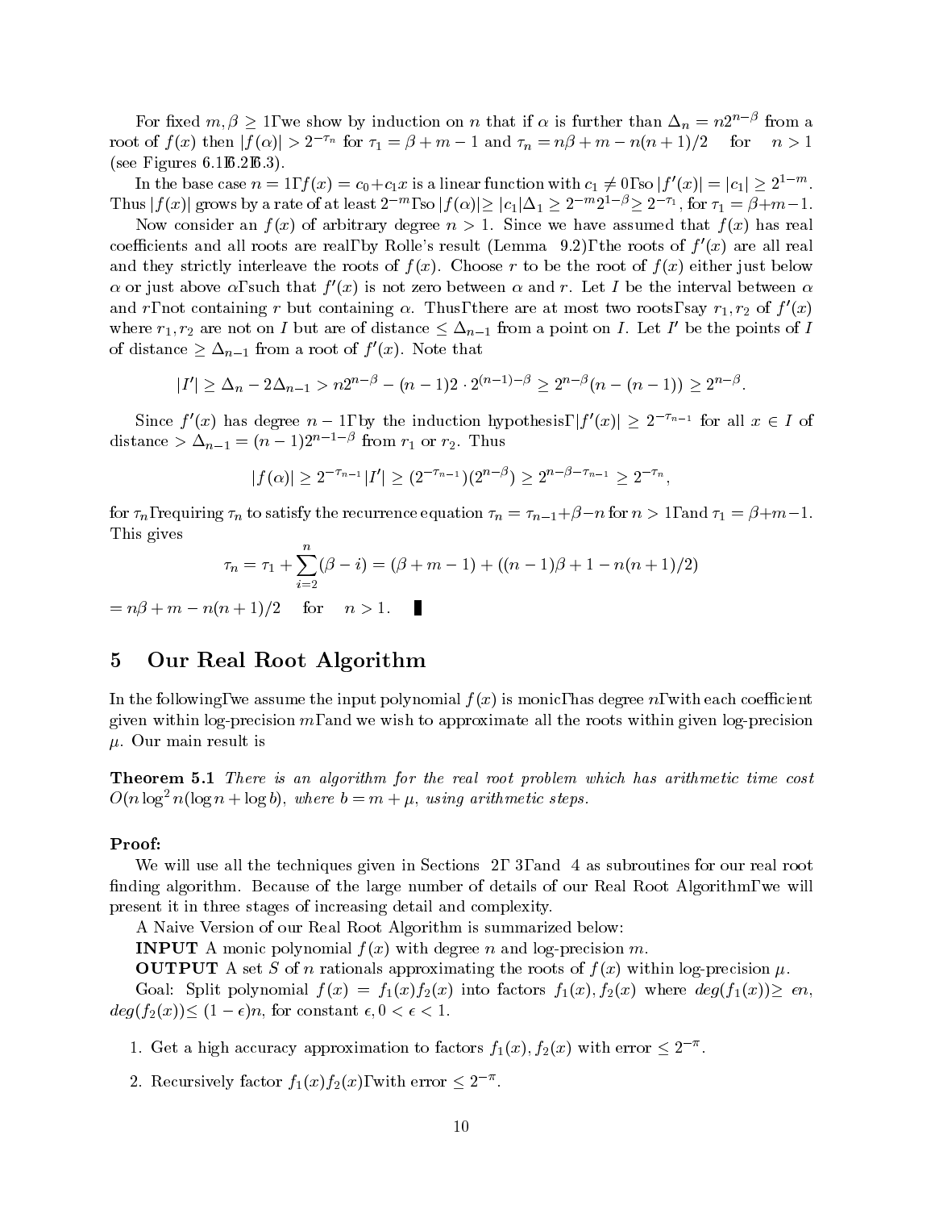For fixed $m, \beta \geq 1$, we show by induction on $n$ that if $\alpha$ is further than $\Delta_n = n2^{n-\beta}$ from a root of $f(x)$ then $|f(\alpha)| > 2^{-\tau_n}$ for $\tau_1 = \beta + m - 1$ and $\tau_n = n\beta + m - n(n+1)/2$ for $n > 1$ (see Figures 6.1, 6.2, 6.3).

In the base case $n = 1$, $f(x) = c_0 + c_1 x$ is a linear function with $c_1 \neq 0$, so $|f'(x)| = |c_1| \geq 2^{1-m}$. Thus $|f(x)|$ grows by a rate of at least $2^{-m}$, so $|f(\alpha)| \geq |c_1|\Delta_1 \geq 2^{-m}2^{1-\beta} \geq 2^{-\tau_1}$, for $\tau_1 = \beta + m - 1$.

Now consider an $f(x)$ of arbitrary degree $n > 1$. Since we have assumed that $f(x)$ has real coefficients and all roots are real, by Rolle's result (Lemma 9.2), the roots of $f'(x)$ are all real and they strictly interleave the roots of $f(x)$. Choose $r$ to be the root of $f(x)$ either just below $\alpha$ or just above $\alpha$, such that $f'(x)$ is not zero between $\alpha$ and $r$. Let $I$ be the interval between $\alpha$ and $r$, not containing $r$ but containing $\alpha$. Thus, there are at most two roots, say $r_1, r_2$ of $f'(x)$ where $r_1, r_2$ are not on $I$ but are of distance $\leq \Delta_{n-1}$ from a point on $I$. Let $I'$ be the points of $I$ of distance $\geq \Delta_{n-1}$ from a root of $f'(x)$. Note that

$$|I'| \geq \Delta_n - 2\Delta_{n-1} > n2^{n-\beta} - (n-1)2 \cdot 2^{(n-1)-\beta} \geq 2^{n-\beta}(n - (n-1)) \geq 2^{n-\beta}.$$

Since $f'(x)$ has degree $n-1$, by the induction hypothesis, $|f'(x)| \geq 2^{-\tau_{n-1}}$ for all $x \in I$ of distance $> \Delta_{n-1} = (n-1)2^{n-1-\beta}$ from $r_1$ or $r_2$. Thus

$$|f(\alpha)| \geq 2^{-\tau_{n-1}}|I'| \geq (2^{-\tau_{n-1}})(2^{n-\beta}) \geq 2^{n-\beta-\tau_{n-1}} \geq 2^{-\tau_n},$$

for $\tau_n$, requiring $\tau_n$ to satisfy the recurrence equation $\tau_n = \tau_{n-1} + \beta - n$ for $n > 1$, and $\tau_1 = \beta + m - 1$. This gives

$$\tau_n = \tau_1 + \sum_{i=2}^{n}(\beta - i) = (\beta + m - 1) + ((n-1)\beta + 1 - n(n+1)/2)$$

$= n\beta + m - n(n+1)/2 \quad$ for $\quad n > 1$. ∎

## 5 Our Real Root Algorithm

In the following, we assume the input polynomial $f(x)$ is monic, has degree $n$, with each coefficient given within log-precision $m$, and we wish to approximate all the roots within given log-precision $\mu$. Our main result is

**Theorem 5.1** *There is an algorithm for the real root problem which has arithmetic time cost $O(n \log^2 n(\log n + \log b)$, where $b = m + \mu$, using arithmetic steps.*

**Proof:**

We will use all the techniques given in Sections 2, 3, and 4 as subroutines for our real root finding algorithm. Because of the large number of details of our Real Root Algorithm, we will present it in three stages of increasing detail and complexity.

A Naive Version of our Real Root Algorithm is summarized below:

**INPUT** A monic polynomial $f(x)$ with degree $n$ and log-precision $m$.

**OUTPUT** A set $S$ of $n$ rationals approximating the roots of $f(x)$ within log-precision $\mu$.

Goal: Split polynomial $f(x) = f_1(x)f_2(x)$ into factors $f_1(x), f_2(x)$ where $deg(f_1(x)) \geq \epsilon n$, $deg(f_2(x)) \leq (1-\epsilon)n$, for constant $\epsilon, 0 < \epsilon < 1$.

1. Get a high accuracy approximation to factors $f_1(x), f_2(x)$ with error $\leq 2^{-\pi}$.
2. Recursively factor $f_1(x)f_2(x)$, with error $\leq 2^{-\pi}$.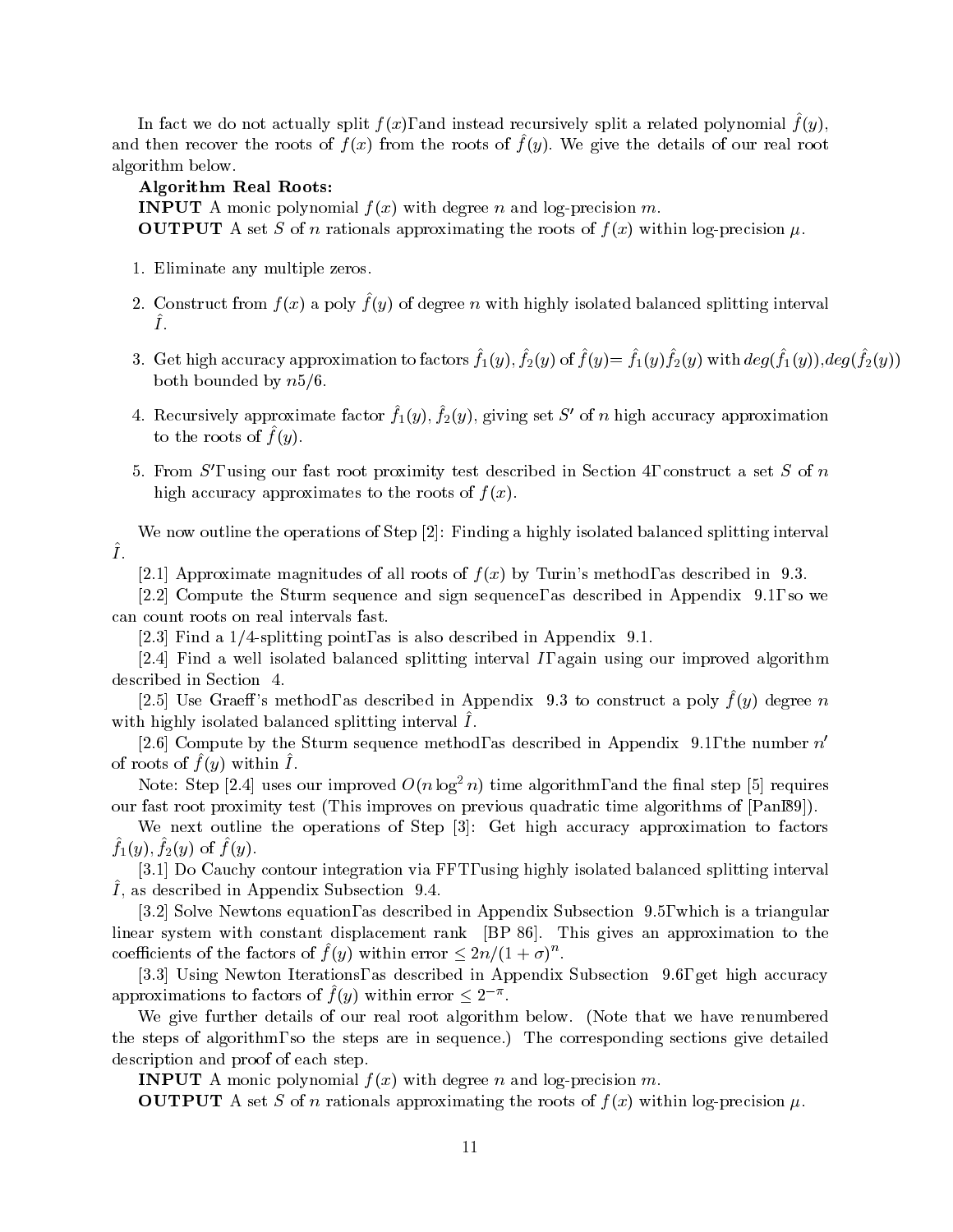In fact we do not actually split $f(x)$, and instead recursively split a related polynomial $\hat{f}(y)$, and then recover the roots of $f(x)$ from the roots of $\hat{f}(y)$. We give the details of our real root algorithm below.

**Algorithm Real Roots:**

**INPUT** A monic polynomial $f(x)$ with degree $n$ and log-precision $m$.

**OUTPUT** A set $S$ of $n$ rationals approximating the roots of $f(x)$ within log-precision $\mu$.

1. Eliminate any multiple zeros.
2. Construct from $f(x)$ a poly $\hat{f}(y)$ of degree $n$ with highly isolated balanced splitting interval $\hat{I}$.
3. Get high accuracy approximation to factors $\hat{f}_1(y), \hat{f}_2(y)$ of $\hat{f}(y)= \hat{f}_1(y)\hat{f}_2(y)$ with $deg(\hat{f}_1(y)),deg(\hat{f}_2(y))$ both bounded by $n5/6$.
4. Recursively approximate factor $\hat{f}_1(y)$, $\hat{f}_2(y)$, giving set $S'$ of $n$ high accuracy approximation to the roots of $\hat{f}(y)$.
5. From $S'$, using our fast root proximity test described in Section 4, construct a set $S$ of $n$ high accuracy approximates to the roots of $f(x)$.

We now outline the operations of Step [2]: Finding a highly isolated balanced splitting interval $\hat{I}$.

[2.1] Approximate magnitudes of all roots of $f(x)$ by Turin's method, as described in 9.3.

[2.2] Compute the Sturm sequence and sign sequence, as described in Appendix 9.1, so we can count roots on real intervals fast.

[2.3] Find a 1/4-splitting point, as is also described in Appendix 9.1.

[2.4] Find a well isolated balanced splitting interval $I$, again using our improved algorithm described in Section 4.

[2.5] Use Graeff's method, as described in Appendix 9.3 to construct a poly $\hat{f}(y)$ degree $n$ with highly isolated balanced splitting interval $\hat{I}$.

[2.6] Compute by the Sturm sequence method, as described in Appendix 9.1, the number $n'$ of roots of $\hat{f}(y)$ within $\hat{I}$.

Note: Step [2.4] uses our improved $O(n \log^2 n)$ time algorithm, and the final step [5] requires our fast root proximity test (This improves on previous quadratic time algorithms of [Pan89]).

We next outline the operations of Step [3]: Get high accuracy approximation to factors $\hat{f}_1(y), \hat{f}_2(y)$ of $\hat{f}(y)$.

[3.1] Do Cauchy contour integration via FFT, using highly isolated balanced splitting interval $\hat{I}$, as described in Appendix Subsection 9.4.

[3.2] Solve Newtons equation, as described in Appendix Subsection 9.5, which is a triangular linear system with constant displacement rank [BP 86]. This gives an approximation to the coefficients of the factors of $\hat{f}(y)$ within error $\leq 2n/(1+\sigma)^n$.

[3.3] Using Newton Iterations, as described in Appendix Subsection 9.6, get high accuracy approximations to factors of $\hat{f}(y)$ within error $\leq 2^{-\pi}$.

We give further details of our real root algorithm below. (Note that we have renumbered the steps of algorithm, so the steps are in sequence.) The corresponding sections give detailed description and proof of each step.

**INPUT** A monic polynomial $f(x)$ with degree $n$ and log-precision $m$.

**OUTPUT** A set $S$ of $n$ rationals approximating the roots of $f(x)$ within log-precision $\mu$.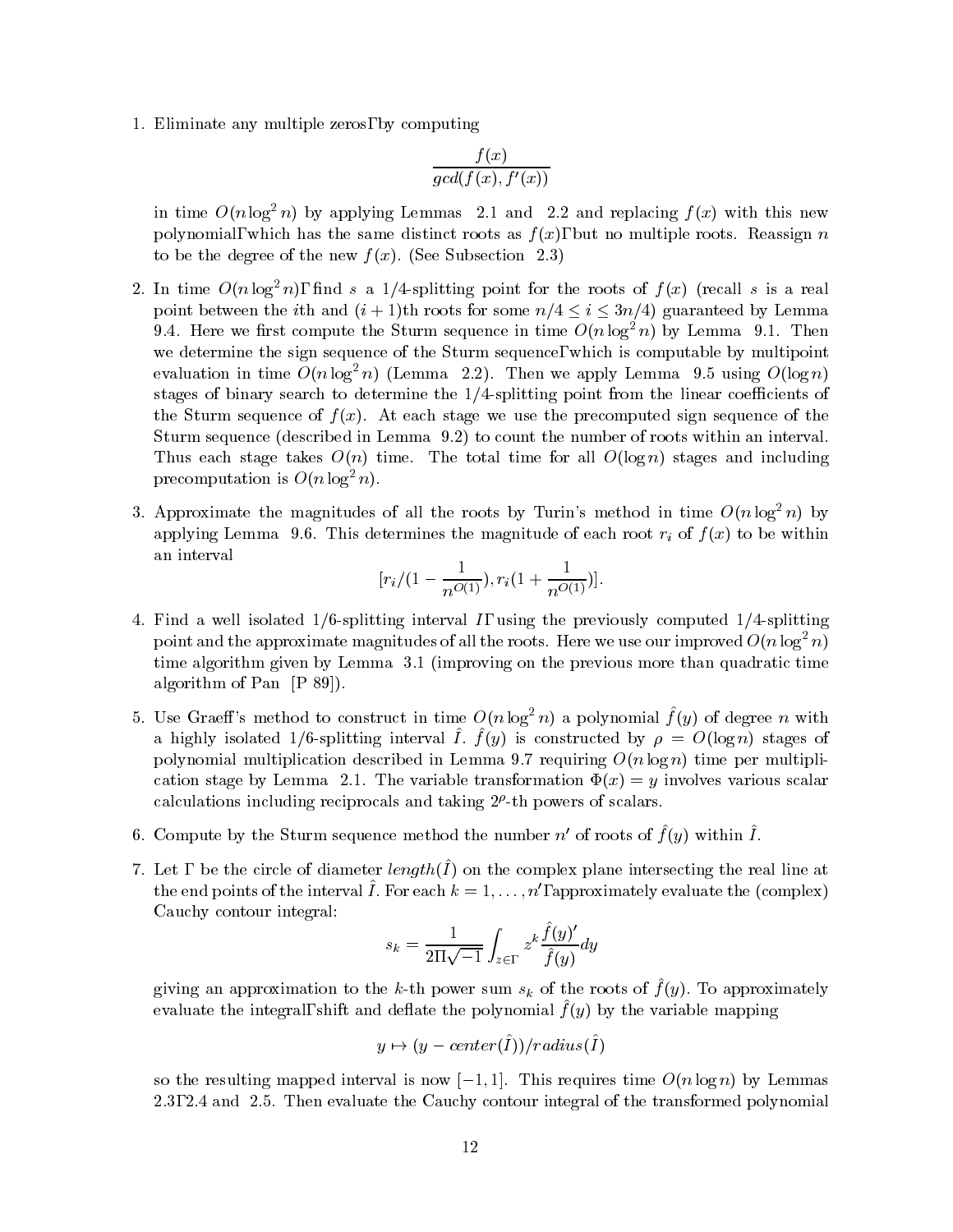1. Eliminate any multiple zeros, by computing

$$\frac{f(x)}{gcd(f(x), f'(x))}$$

in time $O(n \log^2 n)$ by applying Lemmas 2.1 and 2.2 and replacing $f(x)$ with this new polynomial, which has the same distinct roots as $f(x)$, but no multiple roots. Reassign $n$ to be the degree of the new $f(x)$. (See Subsection 2.3)

2. In time $O(n \log^2 n)$, find $s$ a 1/4-splitting point for the roots of $f(x)$ (recall $s$ is a real point between the $i$th and $(i+1)$th roots for some $n/4 \leq i \leq 3n/4$) guaranteed by Lemma 9.4. Here we first compute the Sturm sequence in time $O(n \log^2 n)$ by Lemma 9.1. Then we determine the sign sequence of the Sturm sequence, which is computable by multipoint evaluation in time $O(n \log^2 n)$ (Lemma 2.2). Then we apply Lemma 9.5 using $O(\log n)$ stages of binary search to determine the 1/4-splitting point from the linear coefficients of the Sturm sequence of $f(x)$. At each stage we use the precomputed sign sequence of the Sturm sequence (described in Lemma 9.2) to count the number of roots within an interval. Thus each stage takes $O(n)$ time. The total time for all $O(\log n)$ stages and including precomputation is $O(n \log^2 n)$.

3. Approximate the magnitudes of all the roots by Turin's method in time $O(n \log^2 n)$ by applying Lemma 9.6. This determines the magnitude of each root $r_i$ of $f(x)$ to be within an interval

$$[r_i/(1 - \frac{1}{n^{O(1)}}), r_i(1 + \frac{1}{n^{O(1)}})].$$

4. Find a well isolated 1/6-splitting interval $I$, using the previously computed 1/4-splitting point and the approximate magnitudes of all the roots. Here we use our improved $O(n \log^2 n)$ time algorithm given by Lemma 3.1 (improving on the previous more than quadratic time algorithm of Pan [P 89]).

5. Use Graeff's method to construct in time $O(n \log^2 n)$ a polynomial $\hat{f}(y)$ of degree $n$ with a highly isolated 1/6-splitting interval $\hat{I}$. $\hat{f}(y)$ is constructed by $\rho = O(\log n)$ stages of polynomial multiplication described in Lemma 9.7 requiring $O(n \log n)$ time per multiplication stage by Lemma 2.1. The variable transformation $\Phi(x) = y$ involves various scalar calculations including reciprocals and taking $2^\rho$-th powers of scalars.

6. Compute by the Sturm sequence method the number $n'$ of roots of $\hat{f}(y)$ within $\hat{I}$.

7. Let $\Gamma$ be the circle of diameter $length(\hat{I})$ on the complex plane intersecting the real line at the end points of the interval $\hat{I}$. For each $k = 1, \ldots, n'$, approximately evaluate the (complex) Cauchy contour integral:

$$s_k = \frac{1}{2\Pi\sqrt{-1}} \int_{z \in \Gamma} z^k \frac{\hat{f}(y)'}{\hat{f}(y)} dy$$

giving an approximation to the $k$-th power sum $s_k$ of the roots of $\hat{f}(y)$. To approximately evaluate the integral, shift and deflate the polynomial $\hat{f}(y)$ by the variable mapping

$$y \mapsto (y - center(\hat{I}))/radius(\hat{I})$$

so the resulting mapped interval is now $[-1, 1]$. This requires time $O(n \log n)$ by Lemmas 2.3, 2.4 and 2.5. Then evaluate the Cauchy contour integral of the transformed polynomial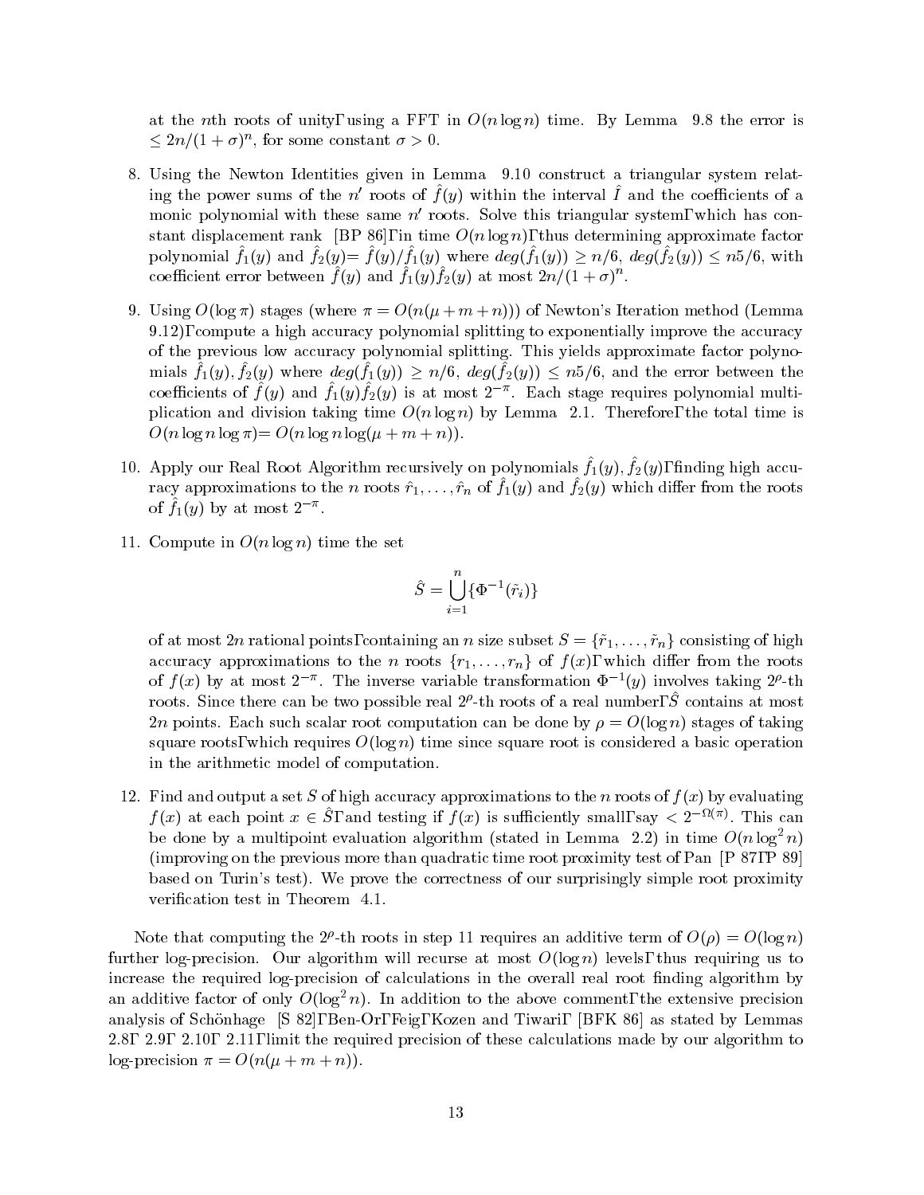at the $n$th roots of unity, using a FFT in $O(n \log n)$ time. By Lemma 9.8 the error is $\leq 2n/(1+\sigma)^n$, for some constant $\sigma > 0$.

8. Using the Newton Identities given in Lemma 9.10 construct a triangular system relating the power sums of the $n'$ roots of $\hat{f}(y)$ within the interval $\hat{I}$ and the coefficients of a monic polynomial with these same $n'$ roots. Solve this triangular system, which has constant displacement rank [BP 86], in time $O(n \log n)$, thus determining approximate factor polynomial $\hat{f}_1(y)$ and $\hat{f}_2(y)= \hat{f}(y)/\hat{f}_1(y)$ where $deg(\hat{f}_1(y)) \geq n/6$, $deg(\hat{f}_2(y)) \leq n5/6$, with coefficient error between $\hat{f}(y)$ and $\hat{f}_1(y)\hat{f}_2(y)$ at most $2n/(1+\sigma)^n$.

9. Using $O(\log \pi)$ stages (where $\pi = O(n(\mu + m + n))$) of Newton's Iteration method (Lemma 9.12), compute a high accuracy polynomial splitting to exponentially improve the accuracy of the previous low accuracy polynomial splitting. This yields approximate factor polynomials $\hat{f}_1(y), \hat{f}_2(y)$ where $deg(\hat{f}_1(y)) \geq n/6$, $deg(\hat{f}_2(y)) \leq n5/6$, and the error between the coefficients of $\hat{f}(y)$ and $\hat{f}_1(y)\hat{f}_2(y)$ is at most $2^{-\pi}$. Each stage requires polynomial multiplication and division taking time $O(n \log n)$ by Lemma 2.1. Therefore, the total time is $O(n \log n \log \pi)= O(n \log n \log(\mu + m + n))$.

10. Apply our Real Root Algorithm recursively on polynomials $\hat{f}_1(y), \hat{f}_2(y)$, finding high accuracy approximations to the $n$ roots $\hat{r}_1, \ldots, \hat{r}_n$ of $\hat{f}_1(y)$ and $\hat{f}_2(y)$ which differ from the roots of $\hat{f}_1(y)$ by at most $2^{-\pi}$.

11. Compute in $O(n \log n)$ time the set

$$\hat{S} = \bigcup_{i=1}^{n} \{\Phi^{-1}(\tilde{r}_i)\}$$

of at most $2n$ rational points, containing an $n$ size subset $S = \{\tilde{r}_1, \ldots, \tilde{r}_n\}$ consisting of high accuracy approximations to the $n$ roots $\{r_1, \ldots, r_n\}$ of $f(x)$, which differ from the roots of $f(x)$ by at most $2^{-\pi}$. The inverse variable transformation $\Phi^{-1}(y)$ involves taking $2^{\rho}$-th roots. Since there can be two possible real $2^{\rho}$-th roots of a real number, $\hat{S}$ contains at most $2n$ points. Each such scalar root computation can be done by $\rho = O(\log n)$ stages of taking square roots, which requires $O(\log n)$ time since square root is considered a basic operation in the arithmetic model of computation.

12. Find and output a set $S$ of high accuracy approximations to the $n$ roots of $f(x)$ by evaluating $f(x)$ at each point $x \in \hat{S}$, and testing if $f(x)$ is sufficiently small, say $< 2^{-\Omega(\pi)}$. This can be done by a multipoint evaluation algorithm (stated in Lemma 2.2) in time $O(n \log^2 n)$ (improving on the previous more than quadratic time root proximity test of Pan [P 87, P 89] based on Turin's test). We prove the correctness of our surprisingly simple root proximity verification test in Theorem 4.1.

Note that computing the $2^{\rho}$-th roots in step 11 requires an additive term of $O(\rho) = O(\log n)$ further log-precision. Our algorithm will recurse at most $O(\log n)$ levels, thus requiring us to increase the required log-precision of calculations in the overall real root finding algorithm by an additive factor of only $O(\log^2 n)$. In addition to the above comment, the extensive precision analysis of Schönhage [S 82], Ben-Or, Feig, Kozen and Tiwari, [BFK 86] as stated by Lemmas 2.8, 2.9, 2.10, 2.11, limit the required precision of these calculations made by our algorithm to log-precision $\pi = O(n(\mu + m + n))$.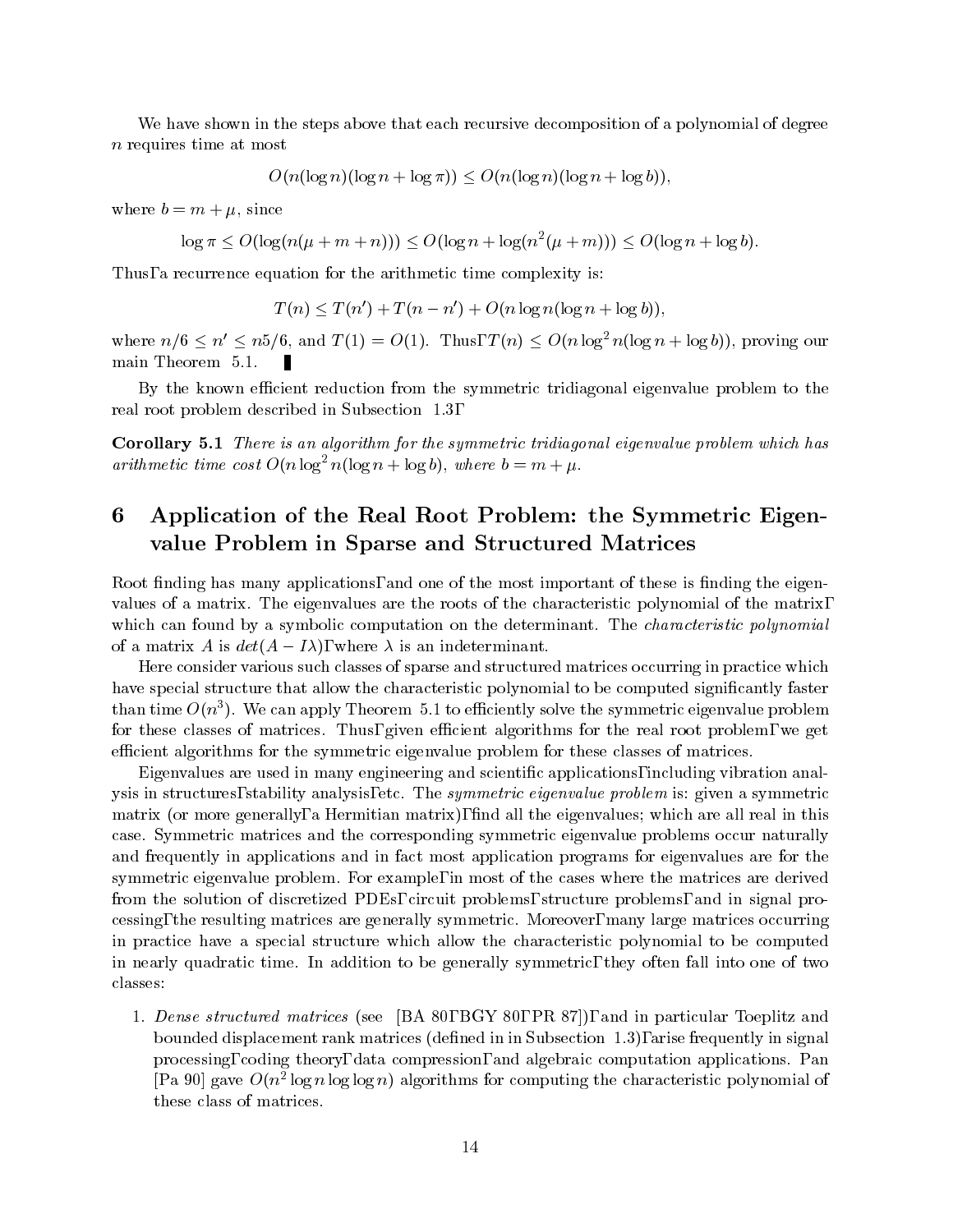We have shown in the steps above that each recursive decomposition of a polynomial of degree $n$ requires time at most

$$O(n(\log n)(\log n + \log \pi)) \leq O(n(\log n)(\log n + \log b)),$$

where $b = m + \mu$, since

$$\log \pi \leq O(\log(n(\mu + m + n))) \leq O(\log n + \log(n^2(\mu + m))) \leq O(\log n + \log b).$$

Thus, a recurrence equation for the arithmetic time complexity is:

$$T(n) \leq T(n') + T(n - n') + O(n \log n(\log n + \log b)),$$

where $n/6 \leq n' \leq n5/6$, and $T(1) = O(1)$. Thus, $T(n) \leq O(n \log^2 n(\log n + \log b))$, proving our main Theorem 5.1. ∎

By the known efficient reduction from the symmetric tridiagonal eigenvalue problem to the real root problem described in Subsection 1.3,

**Corollary 5.1** *There is an algorithm for the symmetric tridiagonal eigenvalue problem which has arithmetic time cost $O(n \log^2 n(\log n + \log b)$, where $b = m + \mu$.*

# 6 Application of the Real Root Problem: the Symmetric Eigenvalue Problem in Sparse and Structured Matrices

Root finding has many applications, and one of the most important of these is finding the eigenvalues of a matrix. The eigenvalues are the roots of the characteristic polynomial of the matrix, which can found by a symbolic computation on the determinant. The *characteristic polynomial* of a matrix $A$ is $det(A - I\lambda)$, where $\lambda$ is an indeterminant.

Here consider various such classes of sparse and structured matrices occurring in practice which have special structure that allow the characteristic polynomial to be computed significantly faster than time $O(n^3)$. We can apply Theorem 5.1 to efficiently solve the symmetric eigenvalue problem for these classes of matrices. Thus, given efficient algorithms for the real root problem, we get efficient algorithms for the symmetric eigenvalue problem for these classes of matrices.

Eigenvalues are used in many engineering and scientific applications, including vibration analysis in structures, stability analysis, etc. The *symmetric eigenvalue problem* is: given a symmetric matrix (or more generally, a Hermitian matrix), find all the eigenvalues; which are all real in this case. Symmetric matrices and the corresponding symmetric eigenvalue problems occur naturally and frequently in applications and in fact most application programs for eigenvalues are for the symmetric eigenvalue problem. For example, in most of the cases where the matrices are derived from the solution of discretized PDEs, circuit problems, structure problems, and in signal processing, the resulting matrices are generally symmetric. Moreover, many large matrices occurring in practice have a special structure which allow the characteristic polynomial to be computed in nearly quadratic time. In addition to be generally symmetric, they often fall into one of two classes:

1. *Dense structured matrices* (see [BA 80, BGY 80, PR 87]), and in particular Toeplitz and bounded displacement rank matrices (defined in in Subsection 1.3), arise frequently in signal processing, coding theory, data compression, and algebraic computation applications. Pan [Pa 90] gave $O(n^2 \log n \log \log n)$ algorithms for computing the characteristic polynomial of these class of matrices.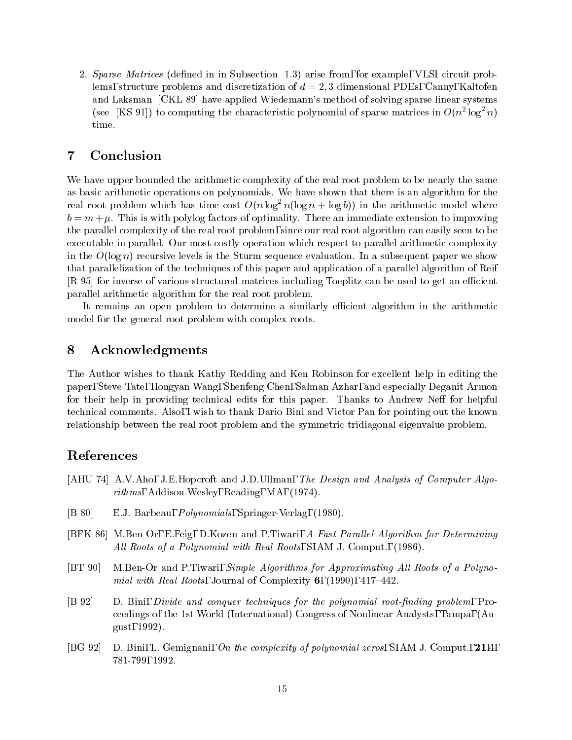2. *Sparse Matrices* (defined in in Subsection 1.3) arise from, for example, VLSI circuit problems, structure problems and discretization of $d = 2, 3$ dimensional PDEs, Canny, Kaltofen and Laksman [CKL 89] have applied Wiedemann's method of solving sparse linear systems (see [KS 91]) to computing the characteristic polynomial of sparse matrices in $O(n^2 \log^2 n)$ time.

# 7 Conclusion

We have upper bounded the arithmetic complexity of the real root problem to be nearly the same as basic arithmetic operations on polynomials. We have shown that there is an algorithm for the real root problem which has time cost $O(n \log^2 n(\log n + \log b))$ in the arithmetic model where $b = m + \mu$. This is with polylog factors of optimality. There an immediate extension to improving the parallel complexity of the real root problem, since our real root algorithm can easily seen to be executable in parallel. Our most costly operation which respect to parallel arithmetic complexity in the $O(\log n)$ recursive levels is the Sturm sequence evaluation. In a subsequent paper we show that parallelization of the techniques of this paper and application of a parallel algorithm of Reif [R 95] for inverse of various structured matrices including Toeplitz can be used to get an efficient parallel arithmetic algorithm for the real root problem.

It remains an open problem to determine a similarly efficient algorithm in the arithmetic model for the general root problem with complex roots.

# 8 Acknowledgments

The Author wishes to thank Kathy Redding and Ken Robinson for excellent help in editing the paper, Steve Tate, Hongyan Wang, Shenfeng Chen, Salman Azhar, and especially Deganit Armon for their help in providing technical edits for this paper. Thanks to Andrew Neff for helpful technical comments. Also, I wish to thank Dario Bini and Victor Pan for pointing out the known relationship between the real root problem and the symmetric tridiagonal eigenvalue problem.

# References

[AHU 74] A.V.Aho, J.E.Hopcroft and J.D.Ullman, *The Design and Analysis of Computer Algorithms*, Addison-Wesley, Reading, MA, (1974).

[B 80] E.J. Barbeau, *Polynomials*, Springer-Verlag, (1980).

[BFK 86] M.Ben-Or, E.Feig, D.Kozen and P.Tiwari, *A Fast Parallel Algorithm for Determining All Roots of a Polynomial with Real Roots*, SIAM J. Comput., (1986).

[BT 90] M.Ben-Or and P.Tiwari, *Simple Algorithms for Approximating All Roots of a Polynomial with Real Roots*, Journal of Complexity **6**, (1990), 417–442.

[B 92] D. Bini, *Divide and conquer techniques for the polynomial root-finding problem*, Proceedings of the 1st World (International) Congress of Nonlinear Analysts, Tampa, (August, 1992).

[BG 92] D. Bini, L. Gemignani, *On the complexity of polynomial zeros*, SIAM J. Comput., **21**:4, 781-799, 1992.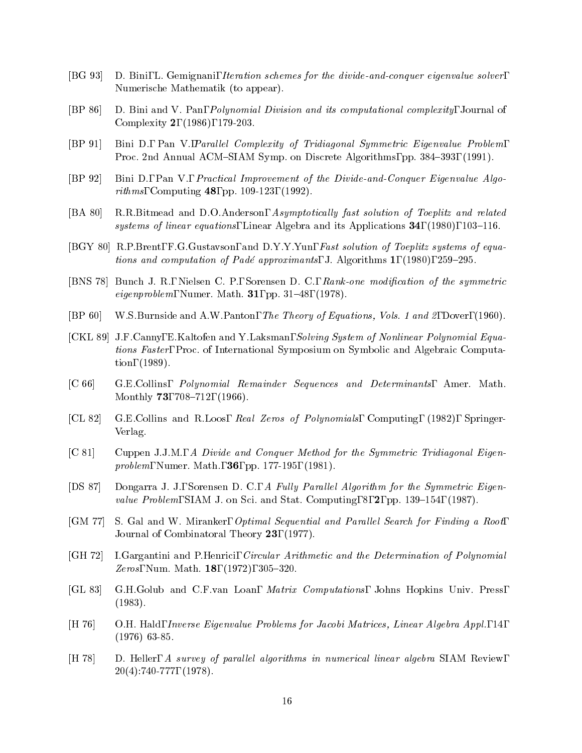[BG 93] D. Bini, L. Gemignani, *Iteration schemes for the divide-and-conquer eigenvalue solver*, Numerische Mathematik (to appear).

[BP 86] D. Bini and V. Pan, *Polynomial Division and its computational complexity*, Journal of Complexity **2**, (1986), 179-203.

[BP 91] Bini D., Pan V., *Parallel Complexity of Tridiagonal Symmetric Eigenvalue Problem*, Proc. 2nd Annual ACM–SIAM Symp. on Discrete Algorithms, pp. 384–393, (1991).

[BP 92] Bini D., Pan V., *Practical Improvement of the Divide-and-Conquer Eigenvalue Algorithms*, Computing **48**, pp. 109-123, (1992).

[BA 80] R.R.Bitmead and D.O.Anderson, *Asymptotically fast solution of Toeplitz and related systems of linear equations*, Linear Algebra and its Applications **34**, (1980), 103–116.

[BGY 80] R.P.Brent, F.G.Gustavson, and D.Y.Y.Yun, *Fast solution of Toeplitz systems of equations and computation of Padé approximants*, J. Algorithms **1**, (1980), 259–295.

[BNS 78] Bunch J. R., Nielsen C. P., Sorensen D. C., *Rank-one modification of the symmetric eigenproblem*, Numer. Math. **31**, pp. 31–48, (1978).

[BP 60] W.S.Burnside and A.W.Panton, *The Theory of Equations, Vols. 1 and 2*, Dover, (1960).

[CKL 89] J.F.Canny, E.Kaltofen and Y.Laksman, *Solving System of Nonlinear Polynomial Equations Faster*, Proc. of International Symposium on Symbolic and Algebraic Computation, (1989).

[C 66] G.E.Collins, *Polynomial Remainder Sequences and Determinants*, Amer. Math. Monthly **73**, 708–712, (1966).

[CL 82] G.E.Collins and R.Loos, *Real Zeros of Polynomials*, Computing, (1982), Springer-Verlag.

[C 81] Cuppen J.J.M., *A Divide and Conquer Method for the Symmetric Tridiagonal Eigenproblem*, Numer. Math., **36**, pp. 177-195, (1981).

[DS 87] Dongarra J. J., Sorensen D. C., *A Fully Parallel Algorithm for the Symmetric Eigenvalue Problem*, SIAM J. on Sci. and Stat. Computing, 8, **2**, pp. 139–154, (1987).

[GM 77] S. Gal and W. Miranker, *Optimal Sequential and Parallel Search for Finding a Root*, Journal of Combinatoral Theory **23**, (1977).

[GH 72] I.Gargantini and P.Henrici, *Circular Arithmetic and the Determination of Polynomial Zeros*, Num. Math. **18**, (1972), 305–320.

[GL 83] G.H.Golub and C.F.van Loan, *Matrix Computations*, Johns Hopkins Univ. Press, (1983).

[H 76] O.H. Hald, *Inverse Eigenvalue Problems for Jacobi Matrices, Linear Algebra Appl.*, 14, (1976) 63-85.

[H 78] D. Heller, *A survey of parallel algorithms in numerical linear algebra* SIAM Review, 20(4):740-777, (1978).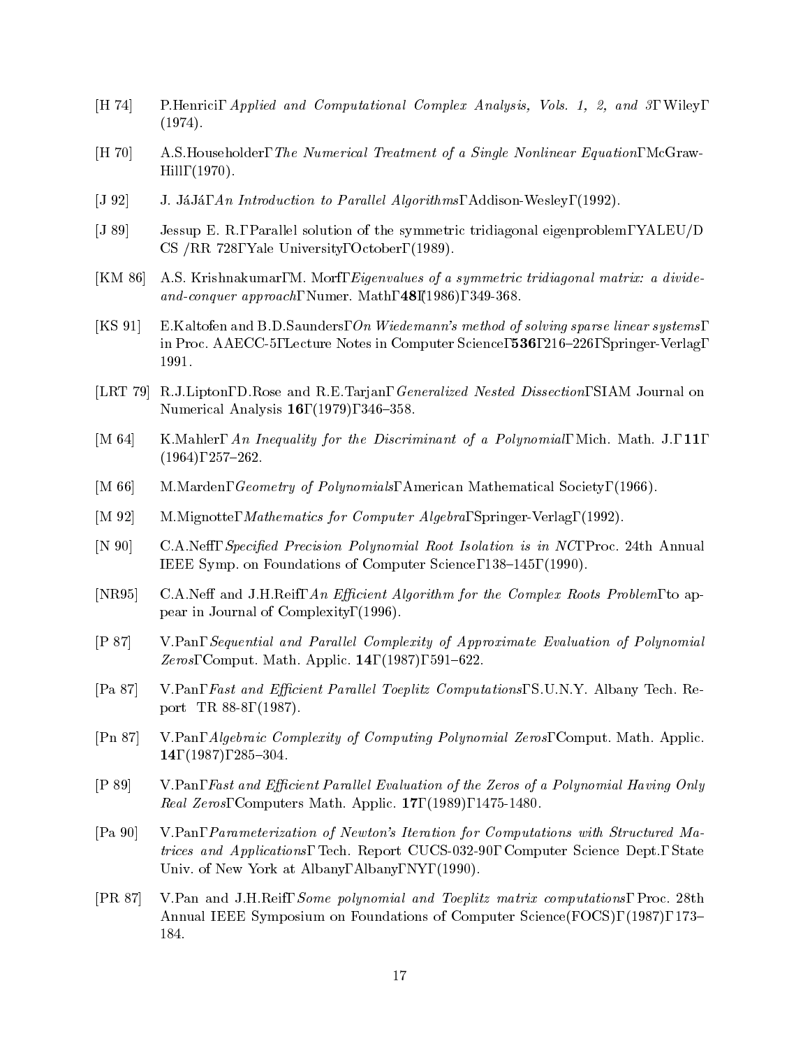[H 74] P.Henrici, *Applied and Computational Complex Analysis, Vols. 1, 2, and 3*, Wiley, (1974).

[H 70] A.S.Householder, *The Numerical Treatment of a Single Nonlinear Equation*, McGraw-Hill, (1970).

[J 92] J. JáJá, *An Introduction to Parallel Algorithms*, Addison-Wesley, (1992).

[J 89] Jessup E. R., Parallel solution of the symmetric tridiagonal eigenproblem, YALEU/DCS /RR 728, Yale University, October, (1989).

[KM 86] A.S. Krishnakumar, M. Morf, *Eigenvalues of a symmetric tridiagonal matrix: a divide-and-conquer approach*, Numer. Math, **48**, (1986), 349-368.

[KS 91] E.Kaltofen and B.D.Saunders, *On Wiedemann's method of solving sparse linear systems*, in Proc. AAECC-5, Lecture Notes in Computer Science, **536**, 216–226, Springer-Verlag, 1991.

[LRT 79] R.J.Lipton, D.Rose and R.E.Tarjan, *Generalized Nested Dissection*, SIAM Journal on Numerical Analysis **16**, (1979), 346–358.

[M 64] K.Mahler, *An Inequality for the Discriminant of a Polynomial*, Mich. Math. J., **11**, (1964), 257–262.

[M 66] M.Marden, *Geometry of Polynomials*, American Mathematical Society, (1966).

[M 92] M.Mignotte, *Mathematics for Computer Algebra*, Springer-Verlag, (1992).

[N 90] C.A.Neff, *Specified Precision Polynomial Root Isolation is in NC*, Proc. 24th Annual IEEE Symp. on Foundations of Computer Science, 138–145, (1990).

[NR95] C.A.Neff and J.H.Reif, *An Efficient Algorithm for the Complex Roots Problem*, to appear in Journal of Complexity, (1996).

[P 87] V.Pan, *Sequential and Parallel Complexity of Approximate Evaluation of Polynomial Zeros*, Comput. Math. Applic. **14**, (1987), 591–622.

[Pa 87] V.Pan, *Fast and Efficient Parallel Toeplitz Computations*, S.U.N.Y. Albany Tech. Report TR 88-8, (1987).

[Pn 87] V.Pan, *Algebraic Complexity of Computing Polynomial Zeros*, Comput. Math. Applic. **14**, (1987), 285–304.

[P 89] V.Pan, *Fast and Efficient Parallel Evaluation of the Zeros of a Polynomial Having Only Real Zeros*, Computers Math. Applic. **17**, (1989), 1475-1480.

[Pa 90] V.Pan, *Parameterization of Newton's Iteration for Computations with Structured Matrices and Applications*, Tech. Report CUCS-032-90, Computer Science Dept., State Univ. of New York at Albany, Albany, NY, (1990).

[PR 87] V.Pan and J.H.Reif, *Some polynomial and Toeplitz matrix computations*, Proc. 28th Annual IEEE Symposium on Foundations of Computer Science(FOCS), (1987), 173–184.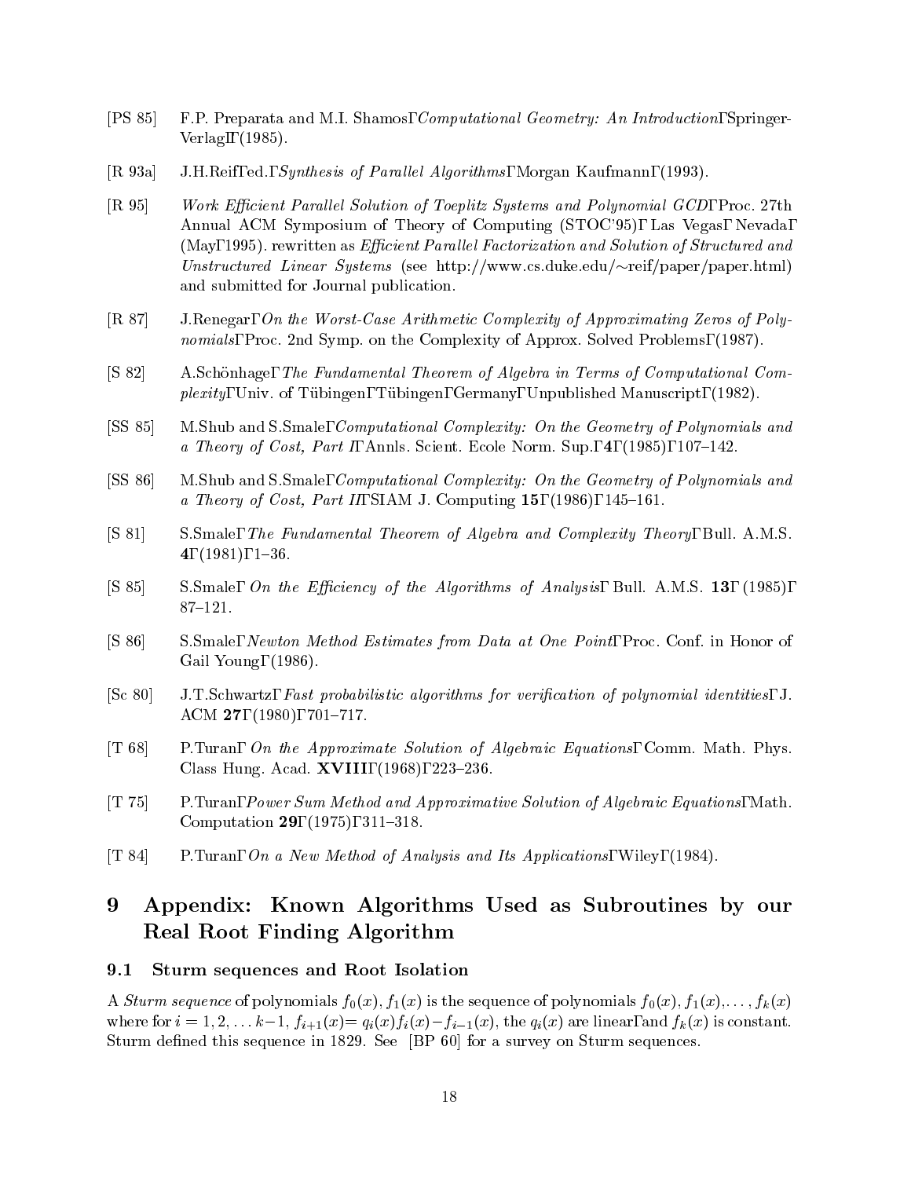[PS 85] F.P. Preparata and M.I. Shamos, *Computational Geometry: An Introduction*, Springer-Verlag, (1985).

[R 93a] J.H.Reif, ed., *Synthesis of Parallel Algorithms*, Morgan Kaufmann, (1993).

[R 95] *Work Efficient Parallel Solution of Toeplitz Systems and Polynomial GCD*, Proc. 27th Annual ACM Symposium of Theory of Computing (STOC'95), Las Vegas, Nevada, (May, 1995). rewritten as *Efficient Parallel Factorization and Solution of Structured and Unstructured Linear Systems* (see http://www.cs.duke.edu/~reif/paper/paper.html) and submitted for Journal publication.

[R 87] J.Renegar, *On the Worst-Case Arithmetic Complexity of Approximating Zeros of Polynomials*, Proc. 2nd Symp. on the Complexity of Approx. Solved Problems, (1987).

[S 82] A.Schönhage, *The Fundamental Theorem of Algebra in Terms of Computational Complexity*, Univ. of Tübingen, Tübingen, Germany, Unpublished Manuscript, (1982).

[SS 85] M.Shub and S.Smale, *Computational Complexity: On the Geometry of Polynomials and a Theory of Cost, Part I*, Annls. Scient. Ecole Norm. Sup., **4**, (1985), 107–142.

[SS 86] M.Shub and S.Smale, *Computational Complexity: On the Geometry of Polynomials and a Theory of Cost, Part II*, SIAM J. Computing **15**, (1986), 145–161.

[S 81] S.Smale, *The Fundamental Theorem of Algebra and Complexity Theory*, Bull. A.M.S. **4**, (1981), 1–36.

[S 85] S.Smale, *On the Efficiency of the Algorithms of Analysis*, Bull. A.M.S. **13**, (1985), 87–121.

[S 86] S.Smale, *Newton Method Estimates from Data at One Point*, Proc. Conf. in Honor of Gail Young, (1986).

[Sc 80] J.T.Schwartz, *Fast probabilistic algorithms for verification of polynomial identities*, J. ACM **27**, (1980), 701–717.

[T 68] P.Turan, *On the Approximate Solution of Algebraic Equations*, Comm. Math. Phys. Class Hung. Acad. **XVIII**, (1968), 223–236.

[T 75] P.Turan, *Power Sum Method and Approximative Solution of Algebraic Equations*, Math. Computation **29**, (1975), 311–318.

[T 84] P.Turan, *On a New Method of Analysis and Its Applications*, Wiley, (1984).

# 9 Appendix: Known Algorithms Used as Subroutines by our Real Root Finding Algorithm

## 9.1 Sturm sequences and Root Isolation

A *Sturm sequence* of polynomials $f_0(x), f_1(x)$ is the sequence of polynomials $f_0(x), f_1(x), \ldots, f_k(x)$ where for $i = 1, 2, \ldots k-1$, $f_{i+1}(x) = q_i(x)f_i(x) - f_{i-1}(x)$, the $q_i(x)$ are linear, and $f_k(x)$ is constant. Sturm defined this sequence in 1829. See [BP 60] for a survey on Sturm sequences.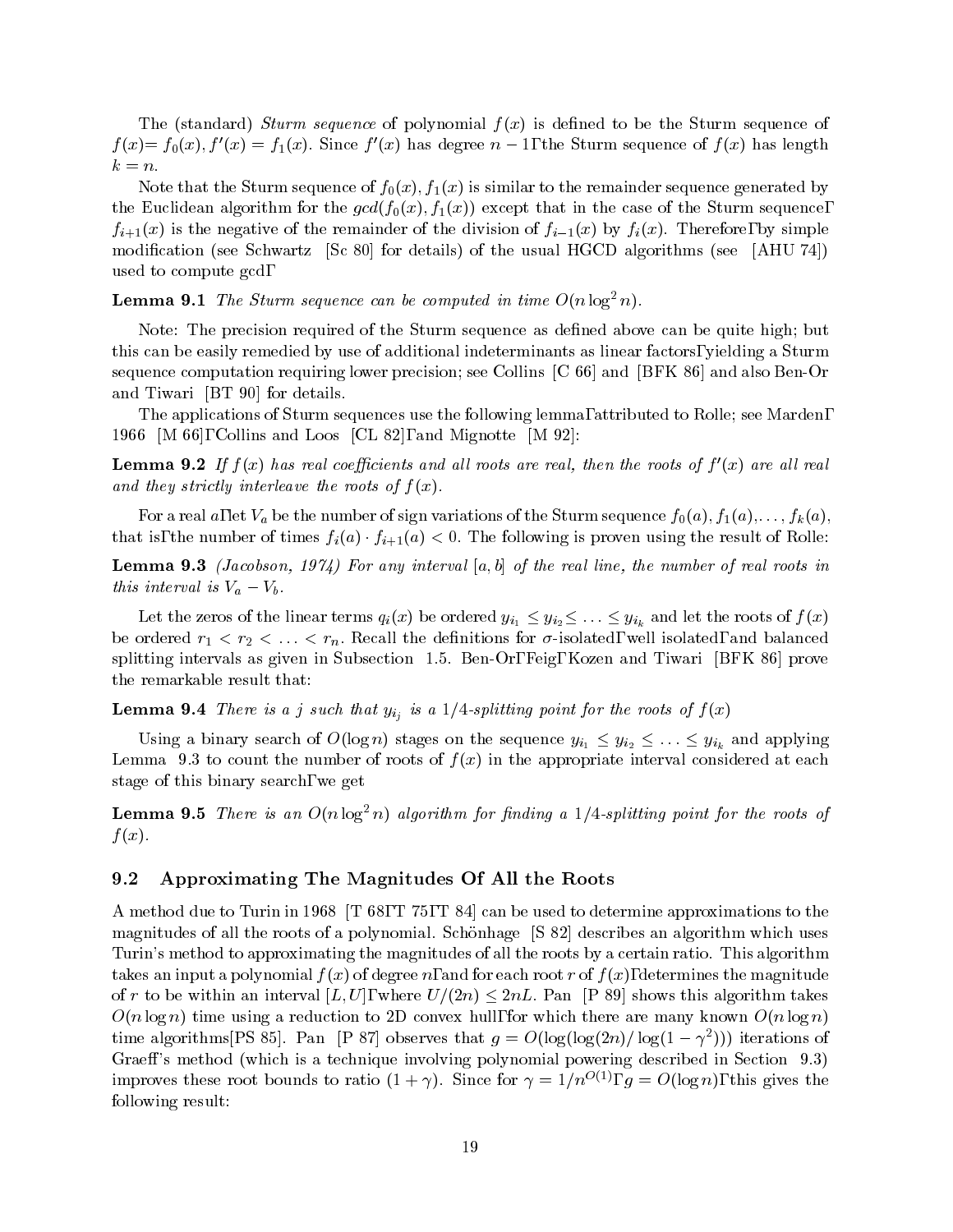The (standard) *Sturm sequence* of polynomial $f(x)$ is defined to be the Sturm sequence of $f(x)= f_0(x), f'(x) = f_1(x)$. Since $f'(x)$ has degree $n-1$, the Sturm sequence of $f(x)$ has length $k = n$.

Note that the Sturm sequence of $f_0(x), f_1(x)$ is similar to the remainder sequence generated by the Euclidean algorithm for the $gcd(f_0(x), f_1(x))$ except that in the case of the Sturm sequence, $f_{i+1}(x)$ is the negative of the remainder of the division of $f_{i-1}(x)$ by $f_i(x)$. Therefore, by simple modification (see Schwartz [Sc 80] for details) of the usual HGCD algorithms (see [AHU 74]) used to compute gcd,

**Lemma 9.1** *The Sturm sequence can be computed in time $O(n \log^2 n)$.*

Note: The precision required of the Sturm sequence as defined above can be quite high; but this can be easily remedied by use of additional indeterminants as linear factors, yielding a Sturm sequence computation requiring lower precision; see Collins [C 66] and [BFK 86] and also Ben-Or and Tiwari [BT 90] for details.

The applications of Sturm sequences use the following lemma, attributed to Rolle; see Marden, 1966 [M 66], Collins and Loos [CL 82], and Mignotte [M 92]:

**Lemma 9.2** *If $f(x)$ has real coefficients and all roots are real, then the roots of $f'(x)$ are all real and they strictly interleave the roots of $f(x)$.*

For a real $a$, let $V_a$ be the number of sign variations of the Sturm sequence $f_0(a), f_1(a), \ldots, f_k(a)$, that is, the number of times $f_i(a) \cdot f_{i+1}(a) < 0$. The following is proven using the result of Rolle:

**Lemma 9.3** *(Jacobson, 1974) For any interval $[a, b]$ of the real line, the number of real roots in this interval is $V_a - V_b$.*

Let the zeros of the linear terms $q_i(x)$ be ordered $y_{i_1} \leq y_{i_2} \leq \ldots \leq y_{i_k}$ and let the roots of $f(x)$ be ordered $r_1 < r_2 < \ldots < r_n$. Recall the definitions for $\sigma$-isolated, well isolated, and balanced splitting intervals as given in Subsection 1.5. Ben-Or, Feig, Kozen and Tiwari [BFK 86] prove the remarkable result that:

**Lemma 9.4** *There is a $j$ such that $y_{i_j}$ is a $1/4$-splitting point for the roots of $f(x)$*

Using a binary search of $O(\log n)$ stages on the sequence $y_{i_1} \leq y_{i_2} \leq \ldots \leq y_{i_k}$ and applying Lemma 9.3 to count the number of roots of $f(x)$ in the appropriate interval considered at each stage of this binary search, we get

**Lemma 9.5** *There is an $O(n \log^2 n)$ algorithm for finding a $1/4$-splitting point for the roots of $f(x)$.*

## 9.2 Approximating The Magnitudes Of All the Roots

A method due to Turin in 1968 [T 68, T 75, T 84] can be used to determine approximations to the magnitudes of all the roots of a polynomial. Schönhage [S 82] describes an algorithm which uses Turin's method to approximating the magnitudes of all the roots by a certain ratio. This algorithm takes an input a polynomial $f(x)$ of degree $n$, and for each root $r$ of $f(x)$, determines the magnitude of $r$ to be within an interval $[L, U]$, where $U/(2n) \leq 2nL$. Pan [P 89] shows this algorithm takes $O(n \log n)$ time using a reduction to 2D convex hull, for which there are many known $O(n \log n)$ time algorithms[PS 85]. Pan [P 87] observes that $g = O(\log(\log(2n)/\log(1-\gamma^2)))$ iterations of Graeff's method (which is a technique involving polynomial powering described in Section 9.3) improves these root bounds to ratio $(1+\gamma)$. Since for $\gamma = 1/n^{O(1)}$, $g = O(\log n)$, this gives the following result: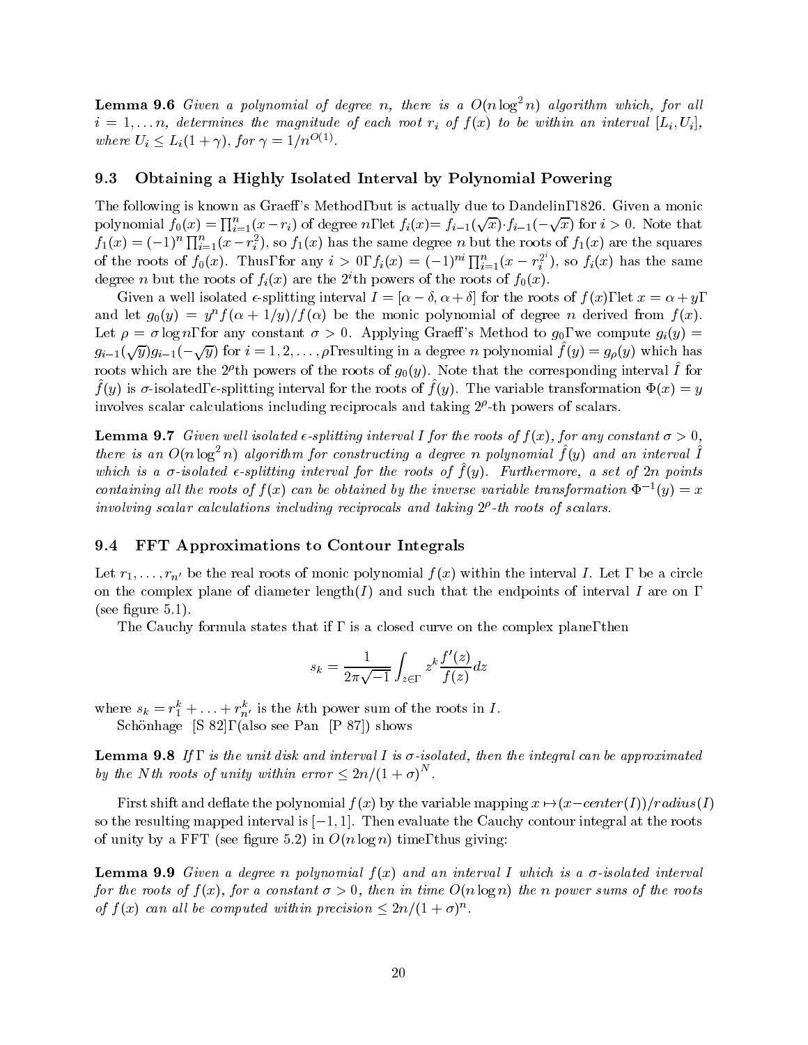**Lemma 9.6** *Given a polynomial of degree $n$, there is a $O(n \log^2 n)$ algorithm which, for all $i = 1, \ldots n$, determines the magnitude of each root $r_i$ of $f(x)$ to be within an interval $[L_i, U_i]$, where $U_i \leq L_i(1 + \gamma)$, for $\gamma = 1/n^{O(1)}$.*

## 9.3 Obtaining a Highly Isolated Interval by Polynomial Powering

The following is known as Graeff's Method, but is actually due to Dandelin, 1826. Given a monic polynomial $f_0(x) = \prod_{i=1}^{n}(x - r_i)$ of degree $n$, let $f_i(x) = f_{i-1}(\sqrt{x}) \cdot f_{i-1}(-\sqrt{x})$ for $i > 0$. Note that $f_1(x) = (-1)^n \prod_{i=1}^{n}(x - r_i^2)$, so $f_1(x)$ has the same degree $n$ but the roots of $f_1(x)$ are the squares of the roots of $f_0(x)$. Thus, for any $i > 0$, $f_i(x) = (-1)^{ni} \prod_{i=1}^{n}(x - r_i^{2^i})$, so $f_i(x)$ has the same degree $n$ but the roots of $f_i(x)$ are the $2^i$th powers of the roots of $f_0(x)$.

Given a well isolated $\epsilon$-splitting interval $I = [\alpha - \delta, \alpha + \delta]$ for the roots of $f(x)$, let $x = \alpha + y$, and let $g_0(y) = y^n f(\alpha + 1/y)/f(\alpha)$ be the monic polynomial of degree $n$ derived from $f(x)$. Let $\rho = \sigma \log n$, for any constant $\sigma > 0$. Applying Graeff's Method to $g_0$, we compute $g_i(y) = g_{i-1}(\sqrt{y}) g_{i-1}(-\sqrt{y})$ for $i = 1, 2, \ldots, \rho$, resulting in a degree $n$ polynomial $\hat{f}(y) = g_\rho(y)$ which has roots which are the $2^\rho$th powers of the roots of $g_0(y)$. Note that the corresponding interval $\hat{I}$ for $\hat{f}(y)$ is $\sigma$-isolated, $\epsilon$-splitting interval for the roots of $\hat{f}(y)$. The variable transformation $\Phi(x) = y$ involves scalar calculations including reciprocals and taking $2^\rho$-th powers of scalars.

**Lemma 9.7** *Given well isolated $\epsilon$-splitting interval $I$ for the roots of $f(x)$, for any constant $\sigma > 0$, there is an $O(n \log^2 n)$ algorithm for constructing a degree $n$ polynomial $\hat{f}(y)$ and an interval $\hat{I}$ which is a $\sigma$-isolated $\epsilon$-splitting interval for the roots of $\hat{f}(y)$. Furthermore, a set of $2n$ points containing all the roots of $f(x)$ can be obtained by the inverse variable transformation $\Phi^{-1}(y) = x$ involving scalar calculations including reciprocals and taking $2^\rho$-th roots of scalars.*

## 9.4 FFT Approximations to Contour Integrals

Let $r_1, \ldots, r_{n'}$ be the real roots of monic polynomial $f(x)$ within the interval $I$. Let $\Gamma$ be a circle on the complex plane of diameter length$(I)$ and such that the endpoints of interval $I$ are on $\Gamma$ (see figure 5.1).

The Cauchy formula states that if $\Gamma$ is a closed curve on the complex plane, then

$$s_k = \frac{1}{2\pi\sqrt{-1}} \int_{z \in \Gamma} z^k \frac{f'(z)}{f(z)} dz$$

where $s_k = r_1^k + \ldots + r_{n'}^k$ is the $k$th power sum of the roots in $I$.

Schönhage [S 82], (also see Pan [P 87]) shows

**Lemma 9.8** *If $\Gamma$ is the unit disk and interval $I$ is $\sigma$-isolated, then the integral can be approximated by the $N$th roots of unity within error $\leq 2n/(1 + \sigma)^N$.*

First shift and deflate the polynomial $f(x)$ by the variable mapping $x \mapsto (x - center(I))/radius(I)$ so the resulting mapped interval is $[-1, 1]$. Then evaluate the Cauchy contour integral at the roots of unity by a FFT (see figure 5.2) in $O(n \log n)$ time, thus giving:

**Lemma 9.9** *Given a degree $n$ polynomial $f(x)$ and an interval $I$ which is a $\sigma$-isolated interval for the roots of $f(x)$, for a constant $\sigma > 0$, then in time $O(n \log n)$ the $n$ power sums of the roots of $f(x)$ can all be computed within precision $\leq 2n/(1 + \sigma)^n$.*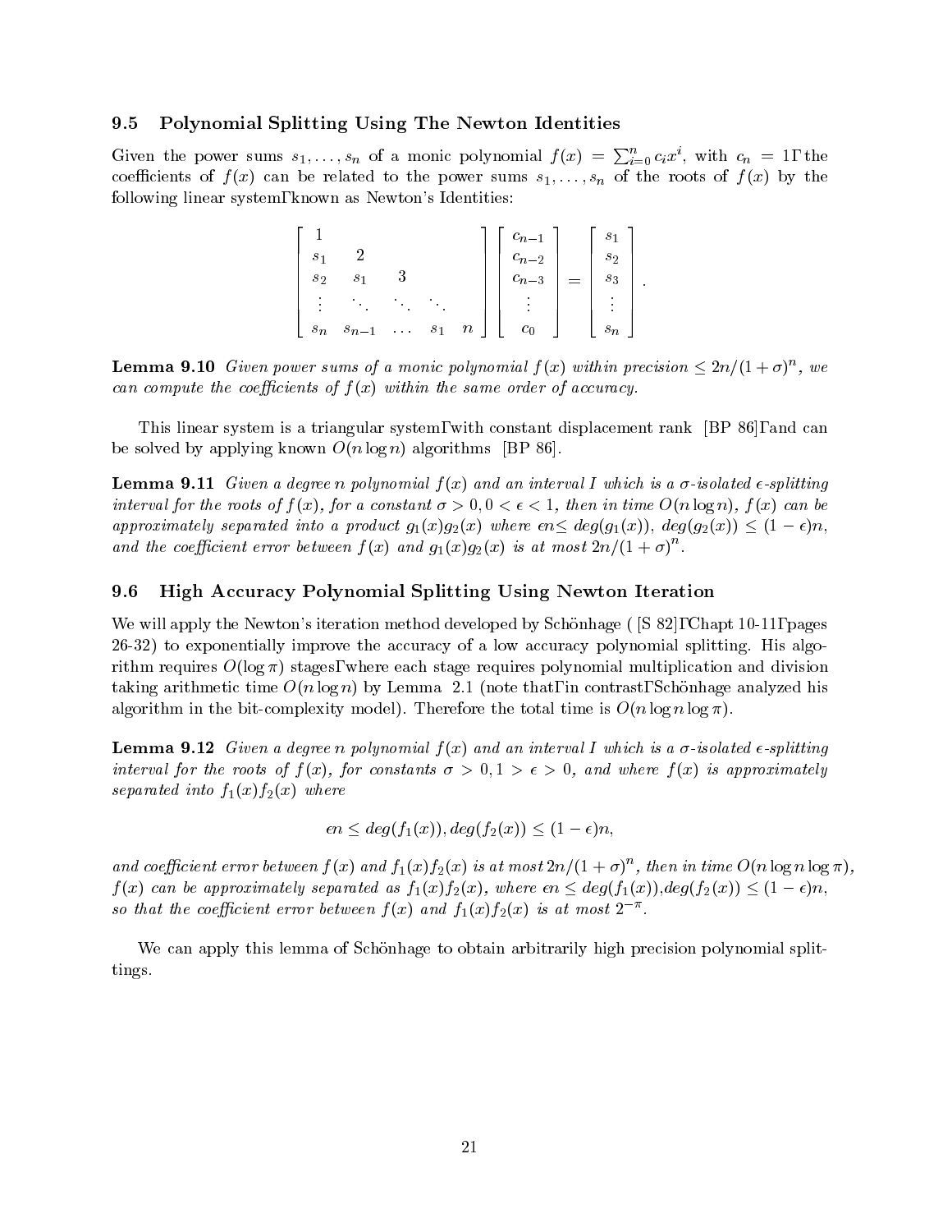### 9.5 Polynomial Splitting Using The Newton Identities

Given the power sums $s_1, \ldots, s_n$ of a monic polynomial $f(x) = \sum_{i=0}^{n} c_i x^i$, with $c_n = 1$, the coefficients of $f(x)$ can be related to the power sums $s_1, \ldots, s_n$ of the roots of $f(x)$ by the following linear system, known as Newton's Identities:

$$\begin{bmatrix} 1 & & & & \\ s_1 & 2 & & & \\ s_2 & s_1 & 3 & & \\ \vdots & \ddots & \ddots & \ddots & \\ s_n & s_{n-1} & \ldots & s_1 & n \end{bmatrix} \begin{bmatrix} c_{n-1} \\ c_{n-2} \\ c_{n-3} \\ \vdots \\ c_0 \end{bmatrix} = \begin{bmatrix} s_1 \\ s_2 \\ s_3 \\ \vdots \\ s_n \end{bmatrix}.$$

**Lemma 9.10** *Given power sums of a monic polynomial $f(x)$ within precision $\leq 2n/(1+\sigma)^n$, we can compute the coefficients of $f(x)$ within the same order of accuracy.*

This linear system is a triangular system, with constant displacement rank [BP 86], and can be solved by applying known $O(n \log n)$ algorithms [BP 86].

**Lemma 9.11** *Given a degree $n$ polynomial $f(x)$ and an interval $I$ which is a $\sigma$-isolated $\epsilon$-splitting interval for the roots of $f(x)$, for a constant $\sigma > 0, 0 < \epsilon < 1$, then in time $O(n \log n)$, $f(x)$ can be approximately separated into a product $g_1(x)g_2(x)$ where $\epsilon n \leq deg(g_1(x)), deg(g_2(x)) \leq (1-\epsilon)n$, and the coefficient error between $f(x)$ and $g_1(x)g_2(x)$ is at most $2n/(1+\sigma)^n$.*

### 9.6 High Accuracy Polynomial Splitting Using Newton Iteration

We will apply the Newton's iteration method developed by Schönhage ( [S 82], Chapt 10-11, pages 26-32) to exponentially improve the accuracy of a low accuracy polynomial splitting. His algorithm requires $O(\log \pi)$ stages, where each stage requires polynomial multiplication and division taking arithmetic time $O(n \log n)$ by Lemma 2.1 (note that, in contrast, Schönhage analyzed his algorithm in the bit-complexity model). Therefore the total time is $O(n \log n \log \pi)$.

**Lemma 9.12** *Given a degree $n$ polynomial $f(x)$ and an interval $I$ which is a $\sigma$-isolated $\epsilon$-splitting interval for the roots of $f(x)$, for constants $\sigma > 0, 1 > \epsilon > 0$, and where $f(x)$ is approximately separated into $f_1(x)f_2(x)$ where*

$$\epsilon n \leq deg(f_1(x)), deg(f_2(x)) \leq (1-\epsilon)n,$$

*and coefficient error between $f(x)$ and $f_1(x)f_2(x)$ is at most $2n/(1+\sigma)^n$, then in time $O(n \log n \log \pi)$, $f(x)$ can be approximately separated as $f_1(x)f_2(x)$, where $\epsilon n \leq deg(f_1(x)), deg(f_2(x)) \leq (1-\epsilon)n$, so that the coefficient error between $f(x)$ and $f_1(x)f_2(x)$ is at most $2^{-\pi}$.*

We can apply this lemma of Schönhage to obtain arbitrarily high precision polynomial splittings.